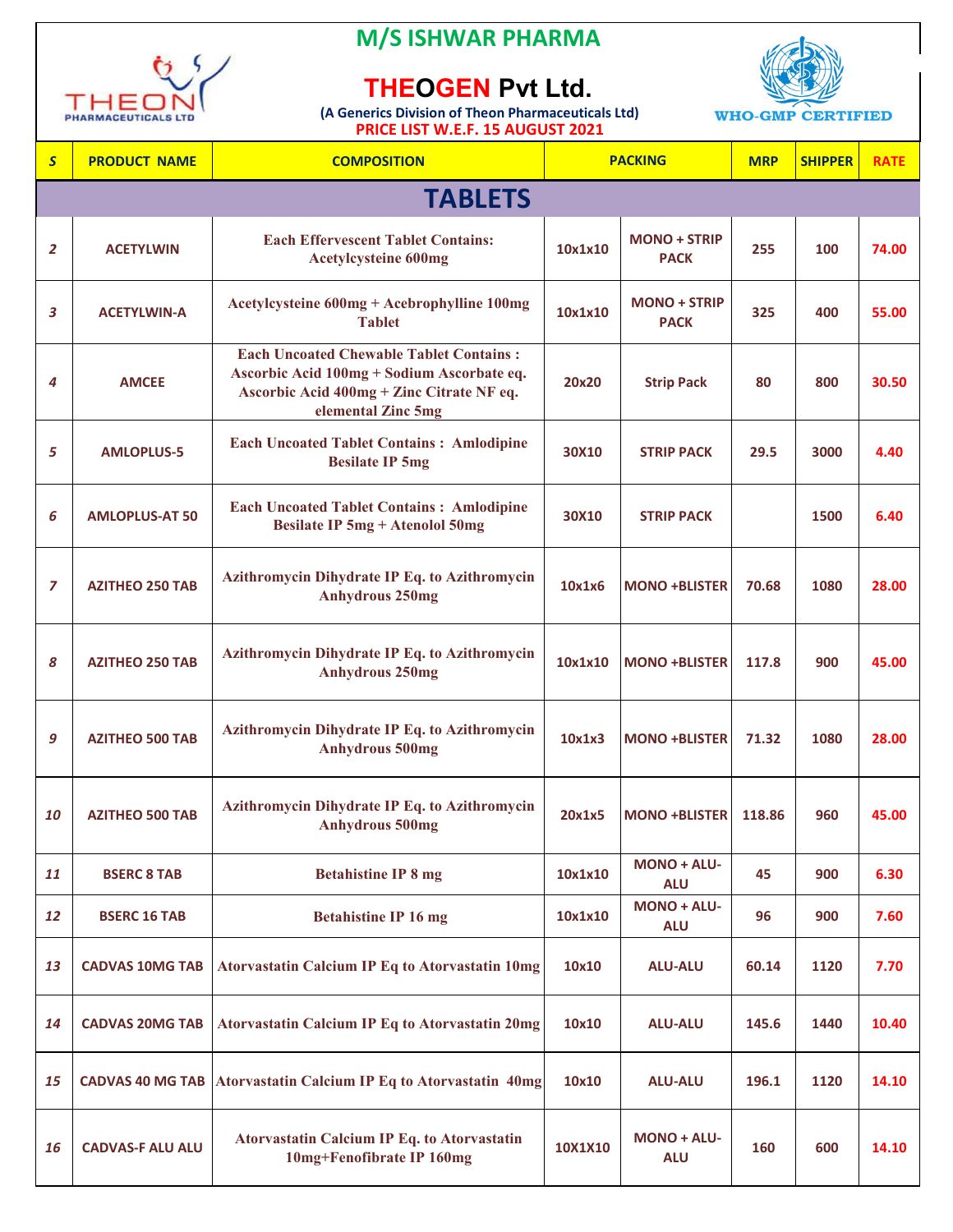# M/S ISHWAR PHARMA

## THEOGEN Pvt Ltd.

(A Generics Division of Theon Pharmaceuticals Ltd)

PRICE LIST W.E.F. 15 AUGUST 2021

WHO-GMP CERTIFIED

| S | PRODUCT NAME | COMPOSITION | PACKING | | MRP | SHIPPER | RATE |
|---|---|---|---|---|---|---|---|
| **TABLETS** | | | | | | | |
| 2 | ACETYLWIN | Each Effervescent Tablet Contains: Acetylcysteine 600mg | 10x1x10 | MONO + STRIP PACK | 255 | 100 | 74.00 |
| 3 | ACETYLWIN-A | Acetylcysteine 600mg + Acebrophylline 100mg Tablet | 10x1x10 | MONO + STRIP PACK | 325 | 400 | 55.00 |
| 4 | AMCEE | Each Uncoated Chewable Tablet Contains : Ascorbic Acid 100mg + Sodium Ascorbate eq. Ascorbic Acid 400mg + Zinc Citrate NF eq. elemental Zinc 5mg | 20x20 | Strip Pack | 80 | 800 | 30.50 |
| 5 | AMLOPLUS-5 | Each Uncoated Tablet Contains : Amlodipine Besilate IP 5mg | 30X10 | STRIP PACK | 29.5 | 3000 | 4.40 |
| 6 | AMLOPLUS-AT 50 | Each Uncoated Tablet Contains : Amlodipine Besilate IP 5mg + Atenolol 50mg | 30X10 | STRIP PACK | | 1500 | 6.40 |
| 7 | AZITHEO 250 TAB | Azithromycin Dihydrate IP Eq. to Azithromycin Anhydrous 250mg | 10x1x6 | MONO +BLISTER | 70.68 | 1080 | 28.00 |
| 8 | AZITHEO 250 TAB | Azithromycin Dihydrate IP Eq. to Azithromycin Anhydrous 250mg | 10x1x10 | MONO +BLISTER | 117.8 | 900 | 45.00 |
| 9 | AZITHEO 500 TAB | Azithromycin Dihydrate IP Eq. to Azithromycin Anhydrous 500mg | 10x1x3 | MONO +BLISTER | 71.32 | 1080 | 28.00 |
| 10 | AZITHEO 500 TAB | Azithromycin Dihydrate IP Eq. to Azithromycin Anhydrous 500mg | 20x1x5 | MONO +BLISTER | 118.86 | 960 | 45.00 |
| 11 | BSERC 8 TAB | Betahistine IP 8 mg | 10x1x10 | MONO + ALU-ALU | 45 | 900 | 6.30 |
| 12 | BSERC 16 TAB | Betahistine IP 16 mg | 10x1x10 | MONO + ALU-ALU | 96 | 900 | 7.60 |
| 13 | CADVAS 10MG TAB | Atorvastatin Calcium IP Eq to Atorvastatin 10mg | 10x10 | ALU-ALU | 60.14 | 1120 | 7.70 |
| 14 | CADVAS 20MG TAB | Atorvastatin Calcium IP Eq to Atorvastatin 20mg | 10x10 | ALU-ALU | 145.6 | 1440 | 10.40 |
| 15 | CADVAS 40 MG TAB | Atorvastatin Calcium IP Eq to Atorvastatin 40mg | 10x10 | ALU-ALU | 196.1 | 1120 | 14.10 |
| 16 | CADVAS-F ALU ALU | Atorvastatin Calcium IP Eq. to Atorvastatin 10mg+Fenofibrate IP 160mg | 10X1X10 | MONO + ALU-ALU | 160 | 600 | 14.10 |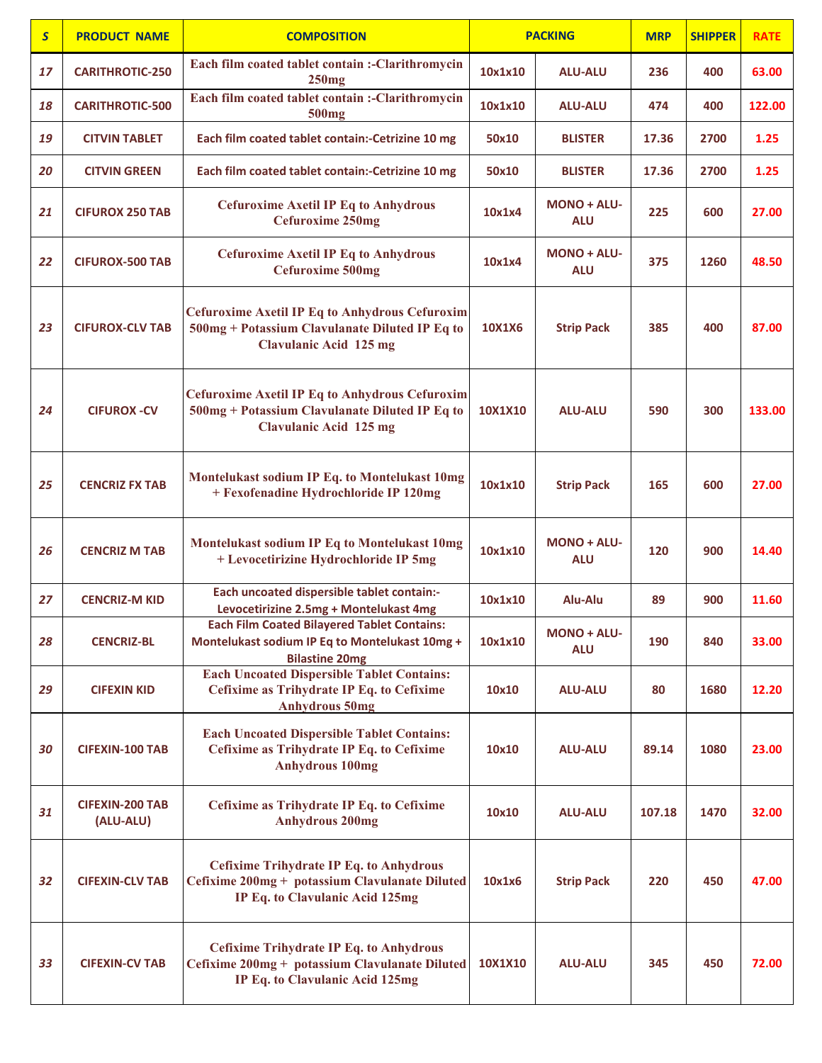| S | PRODUCT NAME | COMPOSITION | PACKING | | MRP | SHIPPER | RATE |
|---|---|---|---|---|---|---|---|
| 17 | CARITHROTIC-250 | Each film coated tablet contain :-Clarithromycin 250mg | 10x1x10 | ALU-ALU | 236 | 400 | 63.00 |
| 18 | CARITHROTIC-500 | Each film coated tablet contain :-Clarithromycin 500mg | 10x1x10 | ALU-ALU | 474 | 400 | 122.00 |
| 19 | CITVIN TABLET | Each film coated tablet contain:-Cetrizine 10 mg | 50x10 | BLISTER | 17.36 | 2700 | 1.25 |
| 20 | CITVIN GREEN | Each film coated tablet contain:-Cetrizine 10 mg | 50x10 | BLISTER | 17.36 | 2700 | 1.25 |
| 21 | CIFUROX 250 TAB | Cefuroxime Axetil IP Eq to Anhydrous Cefuroxime 250mg | 10x1x4 | MONO + ALU-ALU | 225 | 600 | 27.00 |
| 22 | CIFUROX-500 TAB | Cefuroxime Axetil IP Eq to Anhydrous Cefuroxime 500mg | 10x1x4 | MONO + ALU-ALU | 375 | 1260 | 48.50 |
| 23 | CIFUROX-CLV TAB | Cefuroxime Axetil IP Eq to Anhydrous Cefuroxim 500mg + Potassium Clavulanate Diluted IP Eq to Clavulanic Acid 125 mg | 10X1X6 | Strip Pack | 385 | 400 | 87.00 |
| 24 | CIFUROX -CV | Cefuroxime Axetil IP Eq to Anhydrous Cefuroxim 500mg + Potassium Clavulanate Diluted IP Eq to Clavulanic Acid 125 mg | 10X1X10 | ALU-ALU | 590 | 300 | 133.00 |
| 25 | CENCRIZ FX TAB | Montelukast sodium IP Eq. to Montelukast 10mg + Fexofenadine Hydrochloride IP 120mg | 10x1x10 | Strip Pack | 165 | 600 | 27.00 |
| 26 | CENCRIZ M TAB | Montelukast sodium IP Eq to Montelukast 10mg + Levocetirizine Hydrochloride IP 5mg | 10x1x10 | MONO + ALU-ALU | 120 | 900 | 14.40 |
| 27 | CENCRIZ-M KID | Each uncoated dispersible tablet contain:- Levocetirizine 2.5mg + Montelukast 4mg | 10x1x10 | Alu-Alu | 89 | 900 | 11.60 |
| 28 | CENCRIZ-BL | Each Film Coated Bilayered Tablet Contains: Montelukast sodium IP Eq to Montelukast 10mg + Bilastine 20mg | 10x1x10 | MONO + ALU-ALU | 190 | 840 | 33.00 |
| 29 | CIFEXIN KID | Each Uncoated Dispersible Tablet Contains: Cefixime as Trihydrate IP Eq. to Cefixime Anhydrous 50mg | 10x10 | ALU-ALU | 80 | 1680 | 12.20 |
| 30 | CIFEXIN-100 TAB | Each Uncoated Dispersible Tablet Contains: Cefixime as Trihydrate IP Eq. to Cefixime Anhydrous 100mg | 10x10 | ALU-ALU | 89.14 | 1080 | 23.00 |
| 31 | CIFEXIN-200 TAB (ALU-ALU) | Cefixime as Trihydrate IP Eq. to Cefixime Anhydrous 200mg | 10x10 | ALU-ALU | 107.18 | 1470 | 32.00 |
| 32 | CIFEXIN-CLV TAB | Cefixime Trihydrate IP Eq. to Anhydrous Cefixime 200mg + potassium Clavulanate Diluted IP Eq. to Clavulanic Acid 125mg | 10x1x6 | Strip Pack | 220 | 450 | 47.00 |
| 33 | CIFEXIN-CV TAB | Cefixime Trihydrate IP Eq. to Anhydrous Cefixime 200mg + potassium Clavulanate Diluted IP Eq. to Clavulanic Acid 125mg | 10X1X10 | ALU-ALU | 345 | 450 | 72.00 |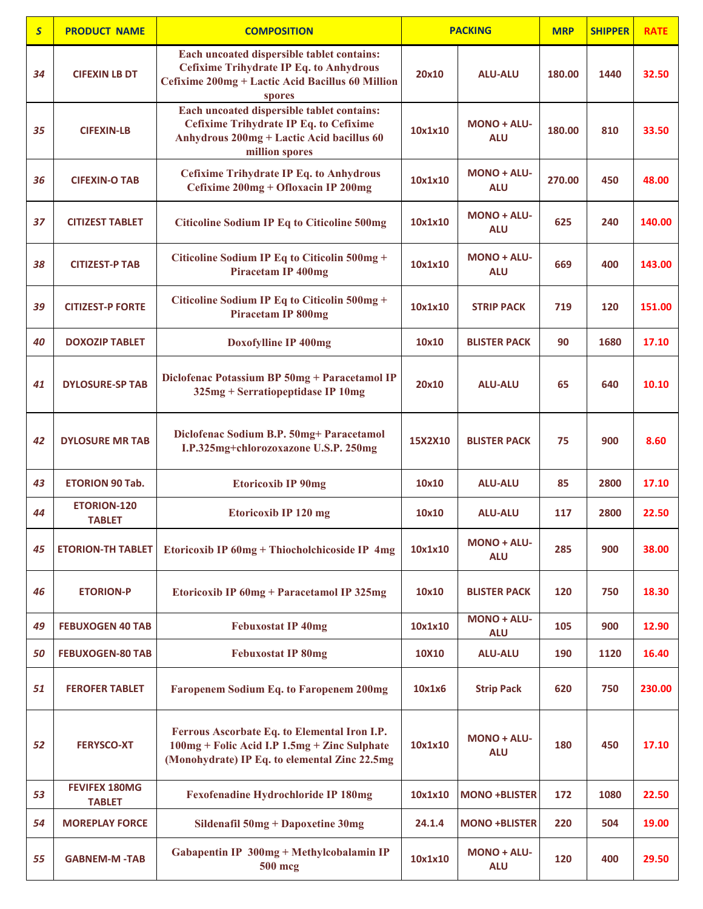| S | PRODUCT NAME | COMPOSITION | PACKING | | MRP | SHIPPER | RATE |
|---|---|---|---|---|---|---|---|
| 34 | CIFEXIN LB DT | Each uncoated dispersible tablet contains: Cefixime Trihydrate IP Eq. to Anhydrous Cefixime 200mg + Lactic Acid Bacillus 60 Million spores | 20x10 | ALU-ALU | 180.00 | 1440 | 32.50 |
| 35 | CIFEXIN-LB | Each uncoated dispersible tablet contains: Cefixime Trihydrate IP Eq. to Cefixime Anhydrous 200mg + Lactic Acid bacillus 60 million spores | 10x1x10 | MONO + ALU-ALU | 180.00 | 810 | 33.50 |
| 36 | CIFEXIN-O TAB | Cefixime Trihydrate IP Eq. to Anhydrous Cefixime 200mg + Ofloxacin IP 200mg | 10x1x10 | MONO + ALU-ALU | 270.00 | 450 | 48.00 |
| 37 | CITIZEST TABLET | Citicoline Sodium IP Eq to Citicoline 500mg | 10x1x10 | MONO + ALU-ALU | 625 | 240 | 140.00 |
| 38 | CITIZEST-P TAB | Citicoline Sodium IP Eq to Citicolin 500mg + Piracetam IP 400mg | 10x1x10 | MONO + ALU-ALU | 669 | 400 | 143.00 |
| 39 | CITIZEST-P FORTE | Citicoline Sodium IP Eq to Citicolin 500mg + Piracetam IP 800mg | 10x1x10 | STRIP PACK | 719 | 120 | 151.00 |
| 40 | DOXOZIP TABLET | Doxofylline IP 400mg | 10x10 | BLISTER PACK | 90 | 1680 | 17.10 |
| 41 | DYLOSURE-SP TAB | Diclofenac Potassium BP 50mg + Paracetamol IP 325mg + Serratiopeptidase IP 10mg | 20x10 | ALU-ALU | 65 | 640 | 10.10 |
| 42 | DYLOSURE MR TAB | Diclofenac Sodium B.P. 50mg+ Paracetamol I.P.325mg+chlorozoxazone U.S.P. 250mg | 15X2X10 | BLISTER PACK | 75 | 900 | 8.60 |
| 43 | ETORION 90 Tab. | Etoricoxib IP 90mg | 10x10 | ALU-ALU | 85 | 2800 | 17.10 |
| 44 | ETORION-120 TABLET | Etoricoxib IP 120 mg | 10x10 | ALU-ALU | 117 | 2800 | 22.50 |
| 45 | ETORION-TH TABLET | Etoricoxib IP 60mg + Thiocholchicoside IP 4mg | 10x1x10 | MONO + ALU-ALU | 285 | 900 | 38.00 |
| 46 | ETORION-P | Etoricoxib IP 60mg + Paracetamol IP 325mg | 10x10 | BLISTER PACK | 120 | 750 | 18.30 |
| 49 | FEBUXOGEN 40 TAB | Febuxostat IP 40mg | 10x1x10 | MONO + ALU-ALU | 105 | 900 | 12.90 |
| 50 | FEBUXOGEN-80 TAB | Febuxostat IP 80mg | 10X10 | ALU-ALU | 190 | 1120 | 16.40 |
| 51 | FEROFER TABLET | Faropenem Sodium Eq. to Faropenem 200mg | 10x1x6 | Strip Pack | 620 | 750 | 230.00 |
| 52 | FERYSCO-XT | Ferrous Ascorbate Eq. to Elemental Iron I.P. 100mg + Folic Acid I.P 1.5mg + Zinc Sulphate (Monohydrate) IP Eq. to elemental Zinc 22.5mg | 10x1x10 | MONO + ALU-ALU | 180 | 450 | 17.10 |
| 53 | FEVIFEX 180MG TABLET | Fexofenadine Hydrochloride IP 180mg | 10x1x10 | MONO +BLISTER | 172 | 1080 | 22.50 |
| 54 | MOREPLAY FORCE | Sildenafil 50mg + Dapoxetine 30mg | 24.1.4 | MONO +BLISTER | 220 | 504 | 19.00 |
| 55 | GABNEM-M -TAB | Gabapentin IP 300mg + Methylcobalamin IP 500 mcg | 10x1x10 | MONO + ALU-ALU | 120 | 400 | 29.50 |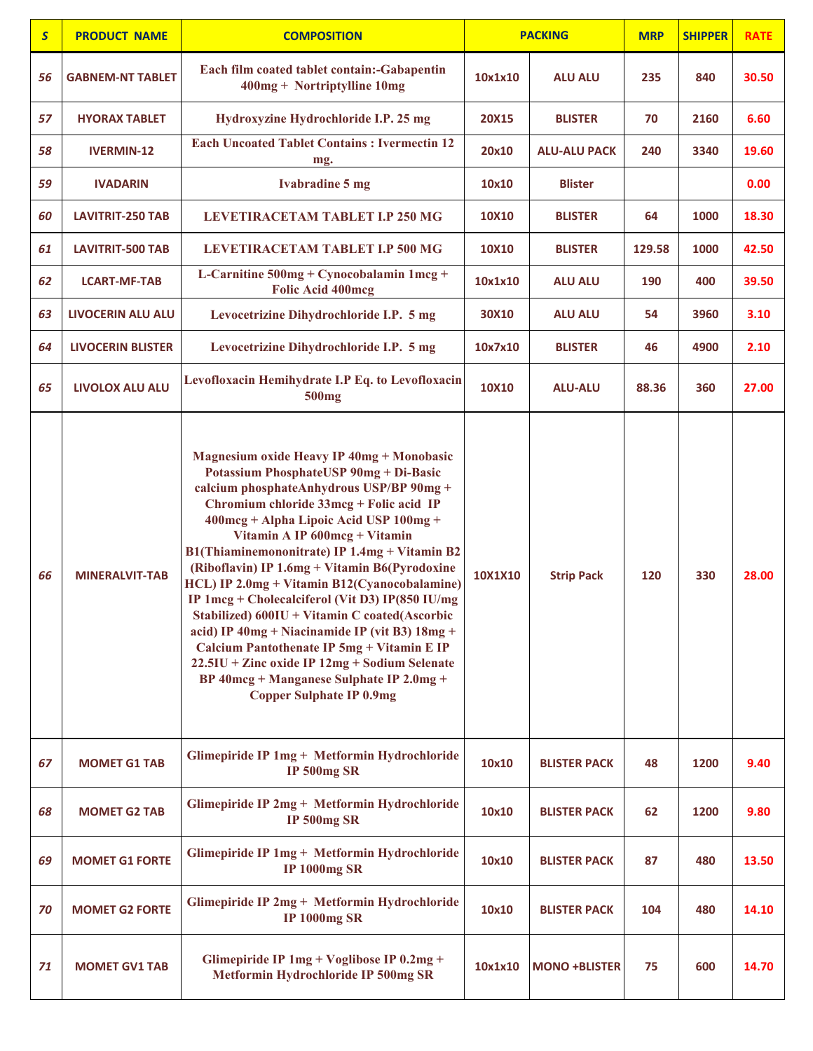| S | PRODUCT NAME | COMPOSITION | PACKING | | MRP | SHIPPER | RATE |
|---|---|---|---|---|---|---|---|
| 56 | GABNEM-NT TABLET | Each film coated tablet contain:-Gabapentin 400mg + Nortriptylline 10mg | 10x1x10 | ALU ALU | 235 | 840 | 30.50 |
| 57 | HYORAX TABLET | Hydroxyzine Hydrochloride I.P. 25 mg | 20X15 | BLISTER | 70 | 2160 | 6.60 |
| 58 | IVERMIN-12 | Each Uncoated Tablet Contains : Ivermectin 12 mg. | 20x10 | ALU-ALU PACK | 240 | 3340 | 19.60 |
| 59 | IVADARIN | Ivabradine 5 mg | 10x10 | Blister | | | 0.00 |
| 60 | LAVITRIT-250 TAB | LEVETIRACETAM TABLET I.P 250 MG | 10X10 | BLISTER | 64 | 1000 | 18.30 |
| 61 | LAVITRIT-500 TAB | LEVETIRACETAM TABLET I.P 500 MG | 10X10 | BLISTER | 129.58 | 1000 | 42.50 |
| 62 | LCART-MF-TAB | L-Carnitine 500mg + Cynocobalamin 1mcg + Folic Acid 400mcg | 10x1x10 | ALU ALU | 190 | 400 | 39.50 |
| 63 | LIVOCERIN ALU ALU | Levocetrizine Dihydrochloride I.P. 5 mg | 30X10 | ALU ALU | 54 | 3960 | 3.10 |
| 64 | LIVOCERIN BLISTER | Levocetrizine Dihydrochloride I.P. 5 mg | 10x7x10 | BLISTER | 46 | 4900 | 2.10 |
| 65 | LIVOLOX ALU ALU | Levofloxacin Hemihydrate I.P Eq. to Levofloxacin 500mg | 10X10 | ALU-ALU | 88.36 | 360 | 27.00 |
| 66 | MINERALVIT-TAB | Magnesium oxide Heavy IP 40mg + Monobasic Potassium PhosphateUSP 90mg + Di-Basic calcium phosphateAnhydrous USP/BP 90mg + Chromium chloride 33mcg + Folic acid IP 400mcg + Alpha Lipoic Acid USP 100mg + Vitamin A IP 600mcg + Vitamin B1(Thiaminemononitrate) IP 1.4mg + Vitamin B2 (Riboflavin) IP 1.6mg + Vitamin B6(Pyrodoxine HCL) IP 2.0mg + Vitamin B12(Cyanocobalamine) IP 1mcg + Cholecalciferol (Vit D3) IP(850 IU/mg Stabilized) 600IU + Vitamin C coated(Ascorbic acid) IP 40mg + Niacinamide IP (vit B3) 18mg + Calcium Pantothenate IP 5mg + Vitamin E IP 22.5IU + Zinc oxide IP 12mg + Sodium Selenate BP 40mcg + Manganese Sulphate IP 2.0mg + Copper Sulphate IP 0.9mg | 10X1X10 | Strip Pack | 120 | 330 | 28.00 |
| 67 | MOMET G1 TAB | Glimepiride IP 1mg + Metformin Hydrochloride IP 500mg SR | 10x10 | BLISTER PACK | 48 | 1200 | 9.40 |
| 68 | MOMET G2 TAB | Glimepiride IP 2mg + Metformin Hydrochloride IP 500mg SR | 10x10 | BLISTER PACK | 62 | 1200 | 9.80 |
| 69 | MOMET G1 FORTE | Glimepiride IP 1mg + Metformin Hydrochloride IP 1000mg SR | 10x10 | BLISTER PACK | 87 | 480 | 13.50 |
| 70 | MOMET G2 FORTE | Glimepiride IP 2mg + Metformin Hydrochloride IP 1000mg SR | 10x10 | BLISTER PACK | 104 | 480 | 14.10 |
| 71 | MOMET GV1 TAB | Glimepiride IP 1mg + Voglibose IP 0.2mg + Metformin Hydrochloride IP 500mg SR | 10x1x10 | MONO +BLISTER | 75 | 600 | 14.70 |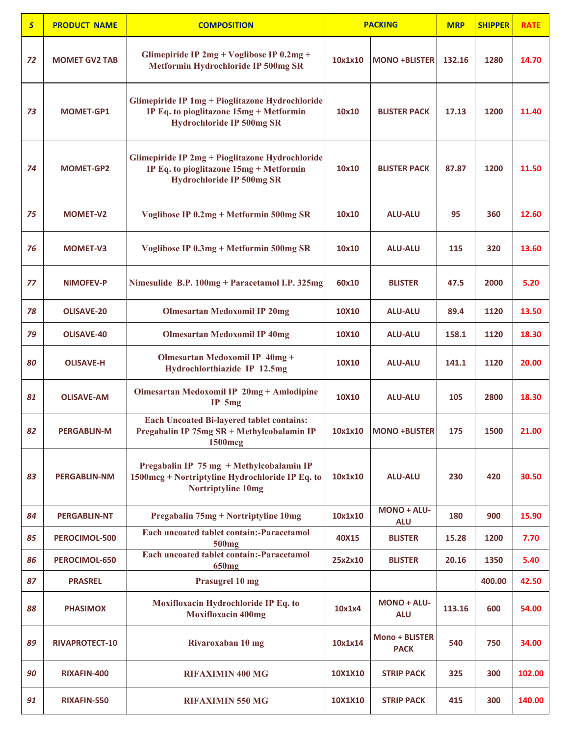| S | PRODUCT NAME | COMPOSITION | PACKING | | MRP | SHIPPER | RATE |
|---|---|---|---|---|---|---|---|
| 72 | MOMET GV2 TAB | Glimepiride IP 2mg + Voglibose IP 0.2mg + Metformin Hydrochloride IP 500mg SR | 10x1x10 | MONO +BLISTER | 132.16 | 1280 | 14.70 |
| 73 | MOMET-GP1 | Glimepiride IP 1mg + Pioglitazone Hydrochloride IP Eq. to pioglitazone 15mg + Metformin Hydrochloride IP 500mg SR | 10x10 | BLISTER PACK | 17.13 | 1200 | 11.40 |
| 74 | MOMET-GP2 | Glimepiride IP 2mg + Pioglitazone Hydrochloride IP Eq. to pioglitazone 15mg + Metformin Hydrochloride IP 500mg SR | 10x10 | BLISTER PACK | 87.87 | 1200 | 11.50 |
| 75 | MOMET-V2 | Voglibose IP 0.2mg + Metformin 500mg SR | 10x10 | ALU-ALU | 95 | 360 | 12.60 |
| 76 | MOMET-V3 | Voglibose IP 0.3mg + Metformin 500mg SR | 10x10 | ALU-ALU | 115 | 320 | 13.60 |
| 77 | NIMOFEV-P | Nimesulide B.P. 100mg + Paracetamol I.P. 325mg | 60x10 | BLISTER | 47.5 | 2000 | 5.20 |
| 78 | OLISAVE-20 | Olmesartan Medoxomil IP 20mg | 10X10 | ALU-ALU | 89.4 | 1120 | 13.50 |
| 79 | OLISAVE-40 | Olmesartan Medoxomil IP 40mg | 10X10 | ALU-ALU | 158.1 | 1120 | 18.30 |
| 80 | OLISAVE-H | Olmesartan Medoxomil IP 40mg + Hydrochlorthiazide IP 12.5mg | 10X10 | ALU-ALU | 141.1 | 1120 | 20.00 |
| 81 | OLISAVE-AM | Olmesartan Medoxomil IP 20mg + Amlodipine IP 5mg | 10X10 | ALU-ALU | 105 | 2800 | 18.30 |
| 82 | PERGABLIN-M | Each Uncoated Bi-layered tablet contains: Pregabalin IP 75mg SR + Methylcobalamin IP 1500mcg | 10x1x10 | MONO +BLISTER | 175 | 1500 | 21.00 |
| 83 | PERGABLIN-NM | Pregabalin IP 75 mg + Methylcobalamin IP 1500mcg + Nortriptyline Hydrochloride IP Eq. to Nortriptyline 10mg | 10x1x10 | ALU-ALU | 230 | 420 | 30.50 |
| 84 | PERGABLIN-NT | Pregabalin 75mg + Nortriptyline 10mg | 10x1x10 | MONO + ALU-ALU | 180 | 900 | 15.90 |
| 85 | PEROCIMOL-500 | Each uncoated tablet contain:-Paracetamol 500mg | 40X15 | BLISTER | 15.28 | 1200 | 7.70 |
| 86 | PEROCIMOL-650 | Each uncoated tablet contain:-Paracetamol 650mg | 25x2x10 | BLISTER | 20.16 | 1350 | 5.40 |
| 87 | PRASREL | Prasugrel 10 mg | | | | 400.00 | 42.50 |
| 88 | PHASIMOX | Moxifloxacin Hydrochloride IP Eq. to Moxifloxacin 400mg | 10x1x4 | MONO + ALU-ALU | 113.16 | 600 | 54.00 |
| 89 | RIVAPROTECT-10 | Rivaroxaban 10 mg | 10x1x14 | Mono + BLISTER PACK | 540 | 750 | 34.00 |
| 90 | RIXAFIN-400 | RIFAXIMIN 400 MG | 10X1X10 | STRIP PACK | 325 | 300 | 102.00 |
| 91 | RIXAFIN-550 | RIFAXIMIN 550 MG | 10X1X10 | STRIP PACK | 415 | 300 | 140.00 |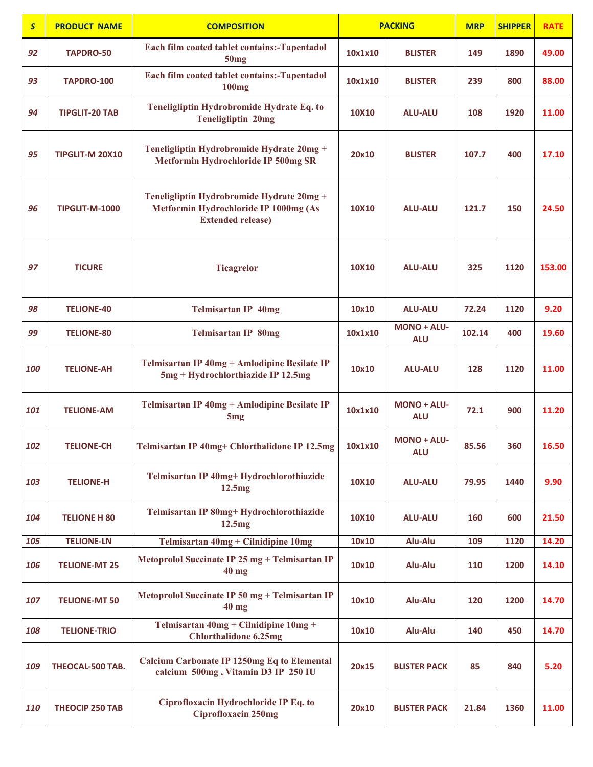| S | PRODUCT NAME | COMPOSITION | PACKING | | MRP | SHIPPER | RATE |
|---|---|---|---|---|---|---|---|
| 92 | TAPDRO-50 | Each film coated tablet contains:-Tapentadol 50mg | 10x1x10 | BLISTER | 149 | 1890 | 49.00 |
| 93 | TAPDRO-100 | Each film coated tablet contains:-Tapentadol 100mg | 10x1x10 | BLISTER | 239 | 800 | 88.00 |
| 94 | TIPGLIT-20 TAB | Teneligliptin Hydrobromide Hydrate Eq. to Teneligliptin 20mg | 10X10 | ALU-ALU | 108 | 1920 | 11.00 |
| 95 | TIPGLIT-M 20X10 | Teneligliptin Hydrobromide Hydrate 20mg + Metformin Hydrochloride IP 500mg SR | 20x10 | BLISTER | 107.7 | 400 | 17.10 |
| 96 | TIPGLIT-M-1000 | Teneligliptin Hydrobromide Hydrate 20mg + Metformin Hydrochloride IP 1000mg (As Extended release) | 10X10 | ALU-ALU | 121.7 | 150 | 24.50 |
| 97 | TICURE | Ticagrelor | 10X10 | ALU-ALU | 325 | 1120 | 153.00 |
| 98 | TELIONE-40 | Telmisartan IP 40mg | 10x10 | ALU-ALU | 72.24 | 1120 | 9.20 |
| 99 | TELIONE-80 | Telmisartan IP 80mg | 10x1x10 | MONO + ALU-ALU | 102.14 | 400 | 19.60 |
| 100 | TELIONE-AH | Telmisartan IP 40mg + Amlodipine Besilate IP 5mg + Hydrochlorthiazide IP 12.5mg | 10x10 | ALU-ALU | 128 | 1120 | 11.00 |
| 101 | TELIONE-AM | Telmisartan IP 40mg + Amlodipine Besilate IP 5mg | 10x1x10 | MONO + ALU-ALU | 72.1 | 900 | 11.20 |
| 102 | TELIONE-CH | Telmisartan IP 40mg+ Chlorthalidone IP 12.5mg | 10x1x10 | MONO + ALU-ALU | 85.56 | 360 | 16.50 |
| 103 | TELIONE-H | Telmisartan IP 40mg+ Hydrochlorothiazide 12.5mg | 10X10 | ALU-ALU | 79.95 | 1440 | 9.90 |
| 104 | TELIONE H 80 | Telmisartan IP 80mg+ Hydrochlorothiazide 12.5mg | 10X10 | ALU-ALU | 160 | 600 | 21.50 |
| 105 | TELIONE-LN | Telmisartan 40mg + Cilnidipine 10mg | 10x10 | Alu-Alu | 109 | 1120 | 14.20 |
| 106 | TELIONE-MT 25 | Metoprolol Succinate IP 25 mg + Telmisartan IP 40 mg | 10x10 | Alu-Alu | 110 | 1200 | 14.10 |
| 107 | TELIONE-MT 50 | Metoprolol Succinate IP 50 mg + Telmisartan IP 40 mg | 10x10 | Alu-Alu | 120 | 1200 | 14.70 |
| 108 | TELIONE-TRIO | Telmisartan 40mg + Cilnidipine 10mg + Chlorthalidone 6.25mg | 10x10 | Alu-Alu | 140 | 450 | 14.70 |
| 109 | THEOCAL-500 TAB. | Calcium Carbonate IP 1250mg Eq to Elemental calcium 500mg , Vitamin D3 IP 250 IU | 20x15 | BLISTER PACK | 85 | 840 | 5.20 |
| 110 | THEOCIP 250 TAB | Ciprofloxacin Hydrochloride IP Eq. to Ciprofloxacin 250mg | 20x10 | BLISTER PACK | 21.84 | 1360 | 11.00 |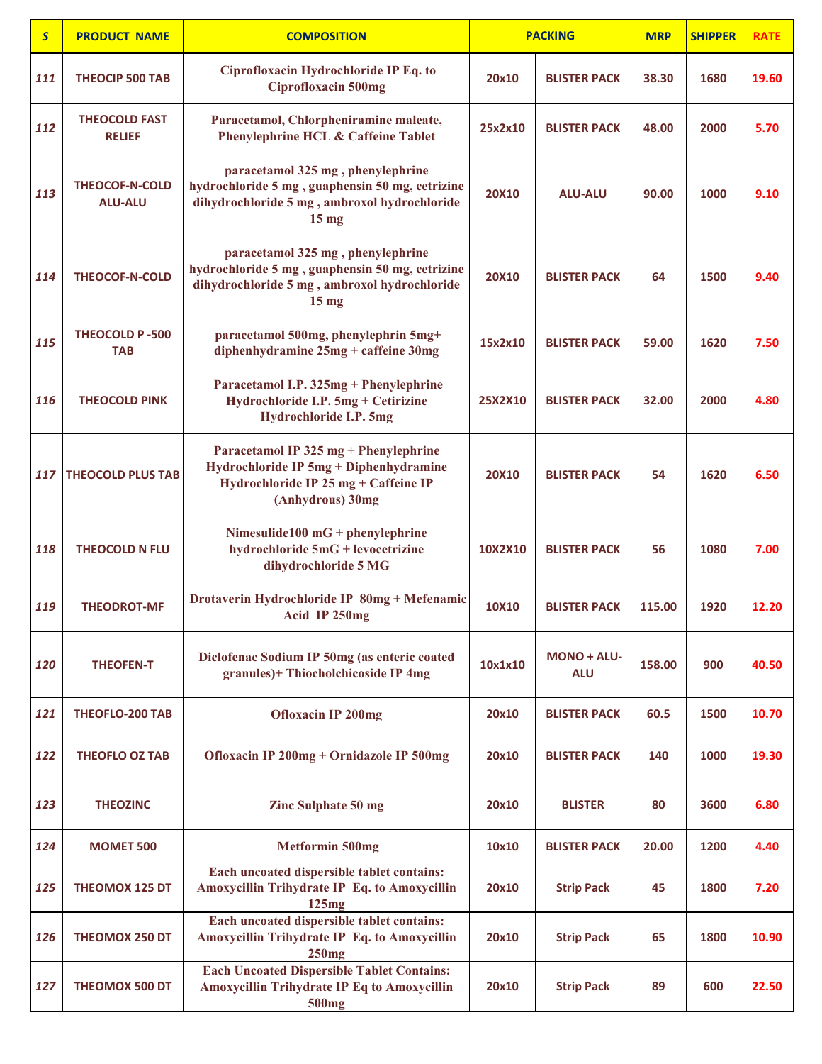| S | PRODUCT NAME | COMPOSITION | PACKING | | MRP | SHIPPER | RATE |
|---|---|---|---|---|---|---|---|
| 111 | THEOCIP 500 TAB | Ciprofloxacin Hydrochloride IP Eq. to Ciprofloxacin 500mg | 20x10 | BLISTER PACK | 38.30 | 1680 | 19.60 |
| 112 | THEOCOLD FAST RELIEF | Paracetamol, Chlorpheniramine maleate, Phenylephrine HCL & Caffeine Tablet | 25x2x10 | BLISTER PACK | 48.00 | 2000 | 5.70 |
| 113 | THEOCOF-N-COLD ALU-ALU | paracetamol 325 mg , phenylephrine hydrochloride 5 mg , guaphensin 50 mg, cetrizine dihydrochloride 5 mg , ambroxol hydrochloride 15 mg | 20X10 | ALU-ALU | 90.00 | 1000 | 9.10 |
| 114 | THEOCOF-N-COLD | paracetamol 325 mg , phenylephrine hydrochloride 5 mg , guaphensin 50 mg, cetrizine dihydrochloride 5 mg , ambroxol hydrochloride 15 mg | 20X10 | BLISTER PACK | 64 | 1500 | 9.40 |
| 115 | THEOCOLD P -500 TAB | paracetamol 500mg, phenylephrin 5mg+ diphenhydramine 25mg + caffeine 30mg | 15x2x10 | BLISTER PACK | 59.00 | 1620 | 7.50 |
| 116 | THEOCOLD PINK | Paracetamol I.P. 325mg + Phenylephrine Hydrochloride I.P. 5mg + Cetirizine Hydrochloride I.P. 5mg | 25X2X10 | BLISTER PACK | 32.00 | 2000 | 4.80 |
| 117 | THEOCOLD PLUS TAB | Paracetamol IP 325 mg + Phenylephrine Hydrochloride IP 5mg + Diphenhydramine Hydrochloride IP 25 mg + Caffeine IP (Anhydrous) 30mg | 20X10 | BLISTER PACK | 54 | 1620 | 6.50 |
| 118 | THEOCOLD N FLU | Nimesulide100 mG + phenylephrine hydrochloride 5mG + levocetrizine dihydrochloride 5 MG | 10X2X10 | BLISTER PACK | 56 | 1080 | 7.00 |
| 119 | THEODROT-MF | Drotaverin Hydrochloride IP 80mg + Mefenamic Acid IP 250mg | 10X10 | BLISTER PACK | 115.00 | 1920 | 12.20 |
| 120 | THEOFEN-T | Diclofenac Sodium IP 50mg (as enteric coated granules)+ Thiocholchicoside IP 4mg | 10x1x10 | MONO + ALU-ALU | 158.00 | 900 | 40.50 |
| 121 | THEOFLO-200 TAB | Ofloxacin IP 200mg | 20x10 | BLISTER PACK | 60.5 | 1500 | 10.70 |
| 122 | THEOFLO OZ TAB | Ofloxacin IP 200mg + Ornidazole IP 500mg | 20x10 | BLISTER PACK | 140 | 1000 | 19.30 |
| 123 | THEOZINC | Zinc Sulphate 50 mg | 20x10 | BLISTER | 80 | 3600 | 6.80 |
| 124 | MOMET 500 | Metformin 500mg | 10x10 | BLISTER PACK | 20.00 | 1200 | 4.40 |
| 125 | THEOMOX 125 DT | Each uncoated dispersible tablet contains: Amoxycillin Trihydrate IP Eq. to Amoxycillin 125mg | 20x10 | Strip Pack | 45 | 1800 | 7.20 |
| 126 | THEOMOX 250 DT | Each uncoated dispersible tablet contains: Amoxycillin Trihydrate IP Eq. to Amoxycillin 250mg | 20x10 | Strip Pack | 65 | 1800 | 10.90 |
| 127 | THEOMOX 500 DT | Each Uncoated Dispersible Tablet Contains: Amoxycillin Trihydrate IP Eq to Amoxycillin 500mg | 20x10 | Strip Pack | 89 | 600 | 22.50 |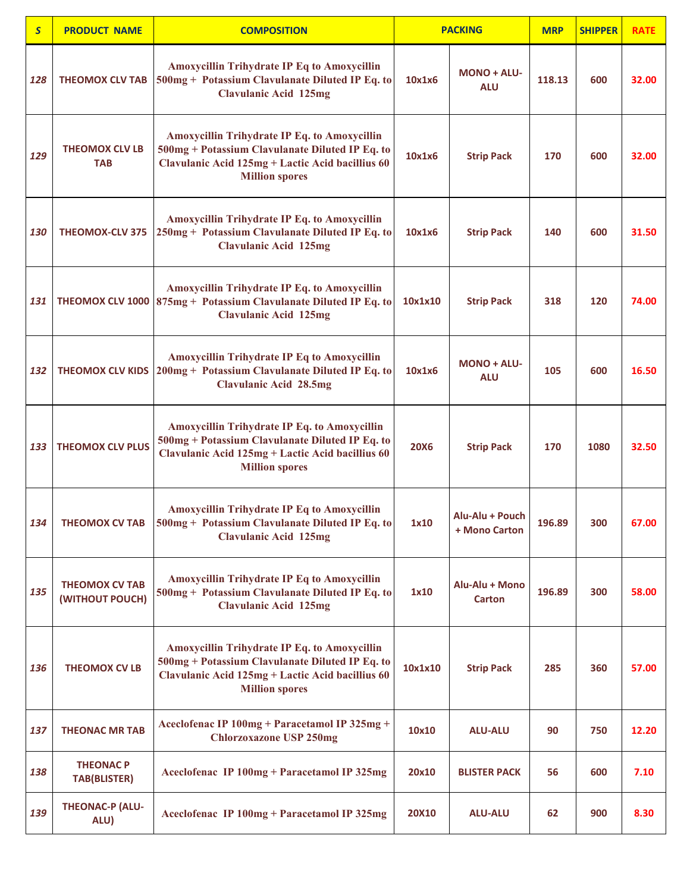| S | PRODUCT NAME | COMPOSITION | PACKING | | MRP | SHIPPER | RATE |
|---|---|---|---|---|---|---|---|
| 128 | THEOMOX CLV TAB | Amoxycillin Trihydrate IP Eq to Amoxycillin 500mg + Potassium Clavulanate Diluted IP Eq. to Clavulanic Acid 125mg | 10x1x6 | MONO + ALU-ALU | 118.13 | 600 | 32.00 |
| 129 | THEOMOX CLV LB TAB | Amoxycillin Trihydrate IP Eq. to Amoxycillin 500mg + Potassium Clavulanate Diluted IP Eq. to Clavulanic Acid 125mg + Lactic Acid bacillius 60 Million spores | 10x1x6 | Strip Pack | 170 | 600 | 32.00 |
| 130 | THEOMOX-CLV 375 | Amoxycillin Trihydrate IP Eq. to Amoxycillin 250mg + Potassium Clavulanate Diluted IP Eq. to Clavulanic Acid 125mg | 10x1x6 | Strip Pack | 140 | 600 | 31.50 |
| 131 | THEOMOX CLV 1000 | Amoxycillin Trihydrate IP Eq. to Amoxycillin 875mg + Potassium Clavulanate Diluted IP Eq. to Clavulanic Acid 125mg | 10x1x10 | Strip Pack | 318 | 120 | 74.00 |
| 132 | THEOMOX CLV KIDS | Amoxycillin Trihydrate IP Eq to Amoxycillin 200mg + Potassium Clavulanate Diluted IP Eq. to Clavulanic Acid 28.5mg | 10x1x6 | MONO + ALU-ALU | 105 | 600 | 16.50 |
| 133 | THEOMOX CLV PLUS | Amoxycillin Trihydrate IP Eq. to Amoxycillin 500mg + Potassium Clavulanate Diluted IP Eq. to Clavulanic Acid 125mg + Lactic Acid bacillius 60 Million spores | 20X6 | Strip Pack | 170 | 1080 | 32.50 |
| 134 | THEOMOX CV TAB | Amoxycillin Trihydrate IP Eq to Amoxycillin 500mg + Potassium Clavulanate Diluted IP Eq. to Clavulanic Acid 125mg | 1x10 | Alu-Alu + Pouch + Mono Carton | 196.89 | 300 | 67.00 |
| 135 | THEOMOX CV TAB (WITHOUT POUCH) | Amoxycillin Trihydrate IP Eq to Amoxycillin 500mg + Potassium Clavulanate Diluted IP Eq. to Clavulanic Acid 125mg | 1x10 | Alu-Alu + Mono Carton | 196.89 | 300 | 58.00 |
| 136 | THEOMOX CV LB | Amoxycillin Trihydrate IP Eq. to Amoxycillin 500mg + Potassium Clavulanate Diluted IP Eq. to Clavulanic Acid 125mg + Lactic Acid bacillius 60 Million spores | 10x1x10 | Strip Pack | 285 | 360 | 57.00 |
| 137 | THEONAC MR TAB | Aceclofenac IP 100mg + Paracetamol IP 325mg + Chlorzoxazone USP 250mg | 10x10 | ALU-ALU | 90 | 750 | 12.20 |
| 138 | THEONAC P TAB(BLISTER) | Aceclofenac IP 100mg + Paracetamol IP 325mg | 20x10 | BLISTER PACK | 56 | 600 | 7.10 |
| 139 | THEONAC-P (ALU-ALU) | Aceclofenac IP 100mg + Paracetamol IP 325mg | 20X10 | ALU-ALU | 62 | 900 | 8.30 |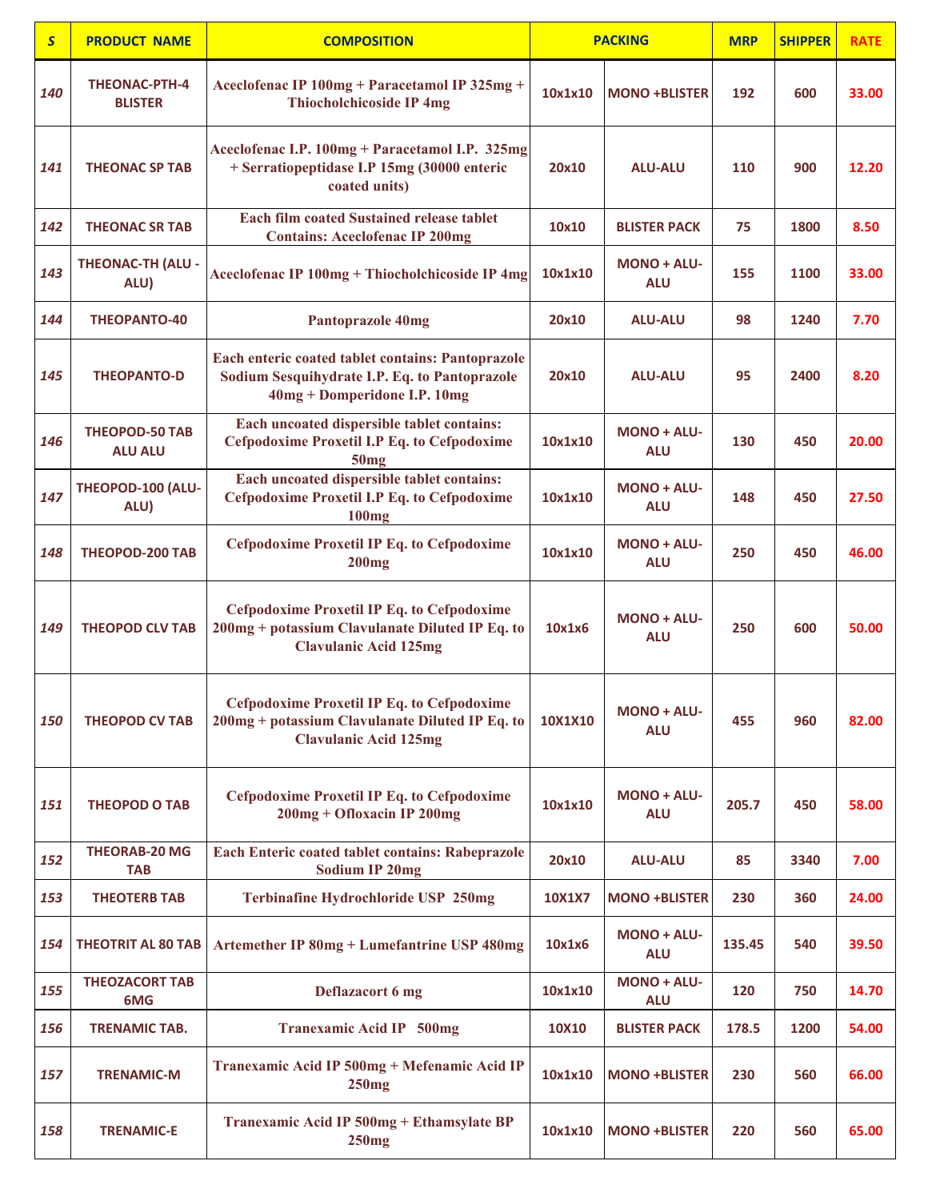| S | PRODUCT NAME | COMPOSITION | PACKING | | MRP | SHIPPER | RATE |
|---|---|---|---|---|---|---|---|
| 140 | THEONAC-PTH-4 BLISTER | Aceclofenac IP 100mg + Paracetamol IP 325mg + Thiocholchicoside IP 4mg | 10x1x10 | MONO +BLISTER | 192 | 600 | 33.00 |
| 141 | THEONAC SP TAB | Aceclofenac I.P. 100mg + Paracetamol I.P. 325mg + Serratiopeptidase I.P 15mg (30000 enteric coated units) | 20x10 | ALU-ALU | 110 | 900 | 12.20 |
| 142 | THEONAC SR TAB | Each film coated Sustained release tablet Contains: Aceclofenac IP 200mg | 10x10 | BLISTER PACK | 75 | 1800 | 8.50 |
| 143 | THEONAC-TH (ALU - ALU) | Aceclofenac IP 100mg + Thiocholchicoside IP 4mg | 10x1x10 | MONO + ALU-ALU | 155 | 1100 | 33.00 |
| 144 | THEOPANTO-40 | Pantoprazole 40mg | 20x10 | ALU-ALU | 98 | 1240 | 7.70 |
| 145 | THEOPANTO-D | Each enteric coated tablet contains: Pantoprazole Sodium Sesquihydrate I.P. Eq. to Pantoprazole 40mg + Domperidone I.P. 10mg | 20x10 | ALU-ALU | 95 | 2400 | 8.20 |
| 146 | THEOPOD-50 TAB ALU ALU | Each uncoated dispersible tablet contains: Cefpodoxime Proxetil I.P Eq. to Cefpodoxime 50mg | 10x1x10 | MONO + ALU-ALU | 130 | 450 | 20.00 |
| 147 | THEOPOD-100 (ALU-ALU) | Each uncoated dispersible tablet contains: Cefpodoxime Proxetil I.P Eq. to Cefpodoxime 100mg | 10x1x10 | MONO + ALU-ALU | 148 | 450 | 27.50 |
| 148 | THEOPOD-200 TAB | Cefpodoxime Proxetil IP Eq. to Cefpodoxime 200mg | 10x1x10 | MONO + ALU-ALU | 250 | 450 | 46.00 |
| 149 | THEOPOD CLV TAB | Cefpodoxime Proxetil IP Eq. to Cefpodoxime 200mg + potassium Clavulanate Diluted IP Eq. to Clavulanic Acid 125mg | 10x1x6 | MONO + ALU-ALU | 250 | 600 | 50.00 |
| 150 | THEOPOD CV TAB | Cefpodoxime Proxetil IP Eq. to Cefpodoxime 200mg + potassium Clavulanate Diluted IP Eq. to Clavulanic Acid 125mg | 10X1X10 | MONO + ALU-ALU | 455 | 960 | 82.00 |
| 151 | THEOPOD O TAB | Cefpodoxime Proxetil IP Eq. to Cefpodoxime 200mg + Ofloxacin IP 200mg | 10x1x10 | MONO + ALU-ALU | 205.7 | 450 | 58.00 |
| 152 | THEORAB-20 MG TAB | Each Enteric coated tablet contains: Rabeprazole Sodium IP 20mg | 20x10 | ALU-ALU | 85 | 3340 | 7.00 |
| 153 | THEOTERB TAB | Terbinafine Hydrochloride USP 250mg | 10X1X7 | MONO +BLISTER | 230 | 360 | 24.00 |
| 154 | THEOTRIT AL 80 TAB | Artemether IP 80mg + Lumefantrine USP 480mg | 10x1x6 | MONO + ALU-ALU | 135.45 | 540 | 39.50 |
| 155 | THEOZACORT TAB 6MG | Deflazacort 6 mg | 10x1x10 | MONO + ALU-ALU | 120 | 750 | 14.70 |
| 156 | TRENAMIC TAB. | Tranexamic Acid IP 500mg | 10X10 | BLISTER PACK | 178.5 | 1200 | 54.00 |
| 157 | TRENAMIC-M | Tranexamic Acid IP 500mg + Mefenamic Acid IP 250mg | 10x1x10 | MONO +BLISTER | 230 | 560 | 66.00 |
| 158 | TRENAMIC-E | Tranexamic Acid IP 500mg + Ethamsylate BP 250mg | 10x1x10 | MONO +BLISTER | 220 | 560 | 65.00 |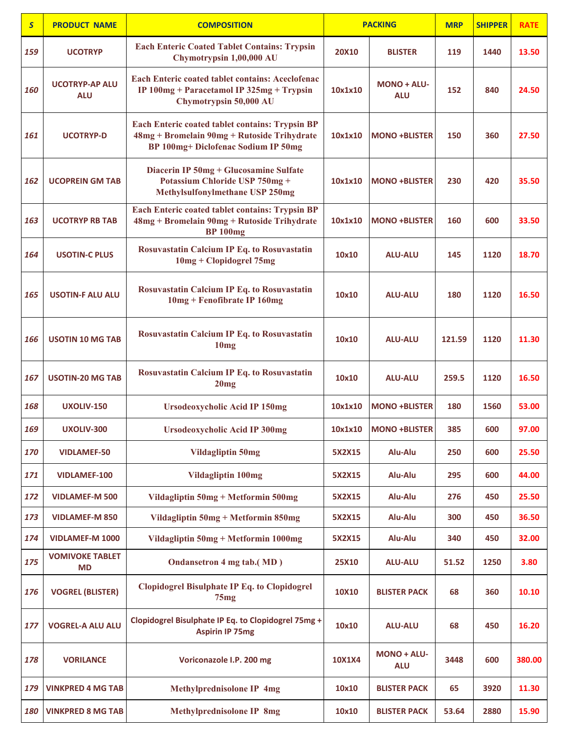| S | PRODUCT NAME | COMPOSITION | PACKING | | MRP | SHIPPER | RATE |
|---|---|---|---|---|---|---|---|
| 159 | UCOTRYP | Each Enteric Coated Tablet Contains: Trypsin Chymotrypsin 1,00,000 AU | 20X10 | BLISTER | 119 | 1440 | 13.50 |
| 160 | UCOTRYP-AP ALU ALU | Each Enteric coated tablet contains: Aceclofenac IP 100mg + Paracetamol IP 325mg + Trypsin Chymotrypsin 50,000 AU | 10x1x10 | MONO + ALU-ALU | 152 | 840 | 24.50 |
| 161 | UCOTRYP-D | Each Enteric coated tablet contains: Trypsin BP 48mg + Bromelain 90mg + Rutoside Trihydrate BP 100mg+ Diclofenac Sodium IP 50mg | 10x1x10 | MONO +BLISTER | 150 | 360 | 27.50 |
| 162 | UCOPREIN GM TAB | Diacerin IP 50mg + Glucosamine Sulfate Potassium Chloride USP 750mg + Methylsulfonylmethane USP 250mg | 10x1x10 | MONO +BLISTER | 230 | 420 | 35.50 |
| 163 | UCOTRYP RB TAB | Each Enteric coated tablet contains: Trypsin BP 48mg + Bromelain 90mg + Rutoside Trihydrate BP 100mg | 10x1x10 | MONO +BLISTER | 160 | 600 | 33.50 |
| 164 | USOTIN-C PLUS | Rosuvastatin Calcium IP Eq. to Rosuvastatin 10mg + Clopidogrel 75mg | 10x10 | ALU-ALU | 145 | 1120 | 18.70 |
| 165 | USOTIN-F ALU ALU | Rosuvastatin Calcium IP Eq. to Rosuvastatin 10mg + Fenofibrate IP 160mg | 10x10 | ALU-ALU | 180 | 1120 | 16.50 |
| 166 | USOTIN 10 MG TAB | Rosuvastatin Calcium IP Eq. to Rosuvastatin 10mg | 10x10 | ALU-ALU | 121.59 | 1120 | 11.30 |
| 167 | USOTIN-20 MG TAB | Rosuvastatin Calcium IP Eq. to Rosuvastatin 20mg | 10x10 | ALU-ALU | 259.5 | 1120 | 16.50 |
| 168 | UXOLIV-150 | Ursodeoxycholic Acid IP 150mg | 10x1x10 | MONO +BLISTER | 180 | 1560 | 53.00 |
| 169 | UXOLIV-300 | Ursodeoxycholic Acid IP 300mg | 10x1x10 | MONO +BLISTER | 385 | 600 | 97.00 |
| 170 | VIDLAMEF-50 | Vildagliptin 50mg | 5X2X15 | Alu-Alu | 250 | 600 | 25.50 |
| 171 | VIDLAMEF-100 | Vildagliptin 100mg | 5X2X15 | Alu-Alu | 295 | 600 | 44.00 |
| 172 | VIDLAMEF-M 500 | Vildagliptin 50mg + Metformin 500mg | 5X2X15 | Alu-Alu | 276 | 450 | 25.50 |
| 173 | VIDLAMEF-M 850 | Vildagliptin 50mg + Metformin 850mg | 5X2X15 | Alu-Alu | 300 | 450 | 36.50 |
| 174 | VIDLAMEF-M 1000 | Vildagliptin 50mg + Metformin 1000mg | 5X2X15 | Alu-Alu | 340 | 450 | 32.00 |
| 175 | VOMIVOKE TABLET MD | Ondansetron 4 mg tab.( MD ) | 25X10 | ALU-ALU | 51.52 | 1250 | 3.80 |
| 176 | VOGREL (BLISTER) | Clopidogrel Bisulphate IP Eq. to Clopidogrel 75mg | 10X10 | BLISTER PACK | 68 | 360 | 10.10 |
| 177 | VOGREL-A ALU ALU | Clopidogrel Bisulphate IP Eq. to Clopidogrel 75mg + Aspirin IP 75mg | 10x10 | ALU-ALU | 68 | 450 | 16.20 |
| 178 | VORILANCE | Voriconazole I.P. 200 mg | 10X1X4 | MONO + ALU-ALU | 3448 | 600 | 380.00 |
| 179 | VINKPRED 4 MG TAB | Methylprednisolone IP 4mg | 10x10 | BLISTER PACK | 65 | 3920 | 11.30 |
| 180 | VINKPRED 8 MG TAB | Methylprednisolone IP 8mg | 10x10 | BLISTER PACK | 53.64 | 2880 | 15.90 |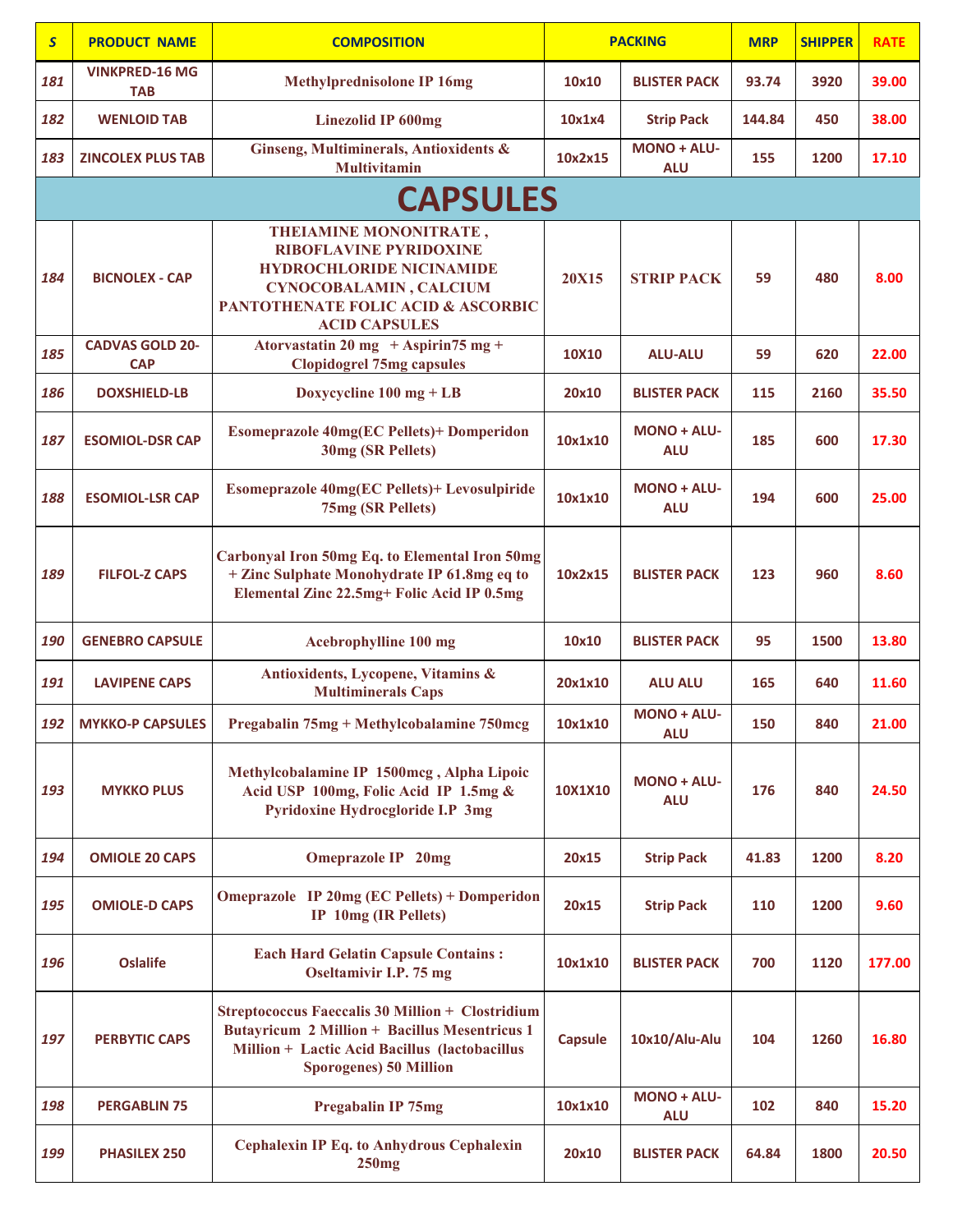| S | PRODUCT NAME | COMPOSITION | PACKING | | MRP | SHIPPER | RATE |
|---|---|---|---|---|---|---|---|
| 181 | VINKPRED-16 MG TAB | Methylprednisolone IP 16mg | 10x10 | BLISTER PACK | 93.74 | 3920 | 39.00 |
| 182 | WENLOID TAB | Linezolid IP 600mg | 10x1x4 | Strip Pack | 144.84 | 450 | 38.00 |
| 183 | ZINCOLEX PLUS TAB | Ginseng, Multiminerals, Antioxidents & Multivitamin | 10x2x15 | MONO + ALU-ALU | 155 | 1200 | 17.10 |
| **CAPSULES** | | | | | | | |
| 184 | BICNOLEX - CAP | THEIAMINE MONONITRATE , RIBOFLAVINE PYRIDOXINE HYDROCHLORIDE NICINAMIDE CYNOCOBALAMIN , CALCIUM PANTOTHENATE FOLIC ACID & ASCORBIC ACID CAPSULES | 20X15 | STRIP PACK | 59 | 480 | 8.00 |
| 185 | CADVAS GOLD 20-CAP | Atorvastatin 20 mg + Aspirin75 mg + Clopidogrel 75mg capsules | 10X10 | ALU-ALU | 59 | 620 | 22.00 |
| 186 | DOXSHIELD-LB | Doxycycline 100 mg + LB | 20x10 | BLISTER PACK | 115 | 2160 | 35.50 |
| 187 | ESOMIOL-DSR CAP | Esomeprazole 40mg(EC Pellets)+ Domperidon 30mg (SR Pellets) | 10x1x10 | MONO + ALU-ALU | 185 | 600 | 17.30 |
| 188 | ESOMIOL-LSR CAP | Esomeprazole 40mg(EC Pellets)+ Levosulpiride 75mg (SR Pellets) | 10x1x10 | MONO + ALU-ALU | 194 | 600 | 25.00 |
| 189 | FILFOL-Z CAPS | Carbonyal Iron 50mg Eq. to Elemental Iron 50mg + Zinc Sulphate Monohydrate IP 61.8mg eq to Elemental Zinc 22.5mg+ Folic Acid IP 0.5mg | 10x2x15 | BLISTER PACK | 123 | 960 | 8.60 |
| 190 | GENEBRO CAPSULE | Acebrophylline 100 mg | 10x10 | BLISTER PACK | 95 | 1500 | 13.80 |
| 191 | LAVIPENE CAPS | Antioxidents, Lycopene, Vitamins & Multiminerals Caps | 20x1x10 | ALU ALU | 165 | 640 | 11.60 |
| 192 | MYKKO-P CAPSULES | Pregabalin 75mg + Methylcobalamine 750mcg | 10x1x10 | MONO + ALU-ALU | 150 | 840 | 21.00 |
| 193 | MYKKO PLUS | Methylcobalamine IP 1500mcg , Alpha Lipoic Acid USP 100mg, Folic Acid IP 1.5mg & Pyridoxine Hydrocgloride I.P 3mg | 10X1X10 | MONO + ALU-ALU | 176 | 840 | 24.50 |
| 194 | OMIOLE 20 CAPS | Omeprazole IP 20mg | 20x15 | Strip Pack | 41.83 | 1200 | 8.20 |
| 195 | OMIOLE-D CAPS | Omeprazole IP 20mg (EC Pellets) + Domperidon IP 10mg (IR Pellets) | 20x15 | Strip Pack | 110 | 1200 | 9.60 |
| 196 | Oslalife | Each Hard Gelatin Capsule Contains : Oseltamivir I.P. 75 mg | 10x1x10 | BLISTER PACK | 700 | 1120 | 177.00 |
| 197 | PERBYTIC CAPS | Streptococcus Faeccalis 30 Million + Clostridium Butayricum 2 Million + Bacillus Mesentricus 1 Million + Lactic Acid Bacillus (lactobacillus Sporogenes) 50 Million | Capsule | 10x10/Alu-Alu | 104 | 1260 | 16.80 |
| 198 | PERGABLIN 75 | Pregabalin IP 75mg | 10x1x10 | MONO + ALU-ALU | 102 | 840 | 15.20 |
| 199 | PHASILEX 250 | Cephalexin IP Eq. to Anhydrous Cephalexin 250mg | 20x10 | BLISTER PACK | 64.84 | 1800 | 20.50 |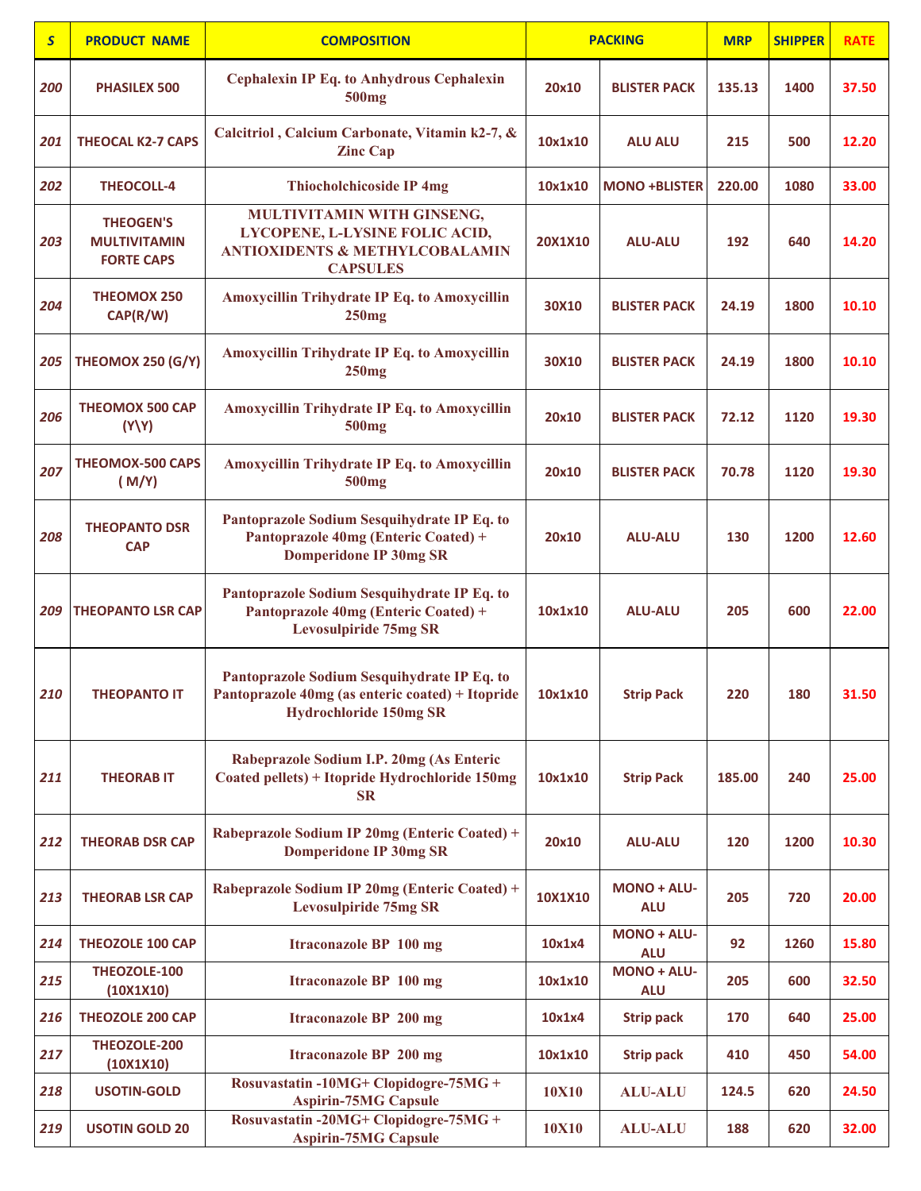| S | PRODUCT NAME | COMPOSITION | PACKING | | MRP | SHIPPER | RATE |
|---|---|---|---|---|---|---|---|
| 200 | PHASILEX 500 | Cephalexin IP Eq. to Anhydrous Cephalexin 500mg | 20x10 | BLISTER PACK | 135.13 | 1400 | 37.50 |
| 201 | THEOCAL K2-7 CAPS | Calcitriol , Calcium Carbonate, Vitamin k2-7, & Zinc Cap | 10x1x10 | ALU ALU | 215 | 500 | 12.20 |
| 202 | THEOCOLL-4 | Thiocholchicoside IP 4mg | 10x1x10 | MONO +BLISTER | 220.00 | 1080 | 33.00 |
| 203 | THEOGEN'S MULTIVITAMIN FORTE CAPS | MULTIVITAMIN WITH GINSENG, LYCOPENE, L-LYSINE FOLIC ACID, ANTIOXIDENTS & METHYLCOBALAMIN CAPSULES | 20X1X10 | ALU-ALU | 192 | 640 | 14.20 |
| 204 | THEOMOX 250 CAP(R/W) | Amoxycillin Trihydrate IP Eq. to Amoxycillin 250mg | 30X10 | BLISTER PACK | 24.19 | 1800 | 10.10 |
| 205 | THEOMOX 250 (G/Y) | Amoxycillin Trihydrate IP Eq. to Amoxycillin 250mg | 30X10 | BLISTER PACK | 24.19 | 1800 | 10.10 |
| 206 | THEOMOX 500 CAP (Y\Y) | Amoxycillin Trihydrate IP Eq. to Amoxycillin 500mg | 20x10 | BLISTER PACK | 72.12 | 1120 | 19.30 |
| 207 | THEOMOX-500 CAPS ( M/Y) | Amoxycillin Trihydrate IP Eq. to Amoxycillin 500mg | 20x10 | BLISTER PACK | 70.78 | 1120 | 19.30 |
| 208 | THEOPANTO DSR CAP | Pantoprazole Sodium Sesquihydrate IP Eq. to Pantoprazole 40mg (Enteric Coated) + Domperidone IP 30mg SR | 20x10 | ALU-ALU | 130 | 1200 | 12.60 |
| 209 | THEOPANTO LSR CAP | Pantoprazole Sodium Sesquihydrate IP Eq. to Pantoprazole 40mg (Enteric Coated) + Levosulpiride 75mg SR | 10x1x10 | ALU-ALU | 205 | 600 | 22.00 |
| 210 | THEOPANTO IT | Pantoprazole Sodium Sesquihydrate IP Eq. to Pantoprazole 40mg (as enteric coated) + Itopride Hydrochloride 150mg SR | 10x1x10 | Strip Pack | 220 | 180 | 31.50 |
| 211 | THEORAB IT | Rabeprazole Sodium I.P. 20mg (As Enteric Coated pellets) + Itopride Hydrochloride 150mg SR | 10x1x10 | Strip Pack | 185.00 | 240 | 25.00 |
| 212 | THEORAB DSR CAP | Rabeprazole Sodium IP 20mg (Enteric Coated) + Domperidone IP 30mg SR | 20x10 | ALU-ALU | 120 | 1200 | 10.30 |
| 213 | THEORAB LSR CAP | Rabeprazole Sodium IP 20mg (Enteric Coated) + Levosulpiride 75mg SR | 10X1X10 | MONO + ALU-ALU | 205 | 720 | 20.00 |
| 214 | THEOZOLE 100 CAP | Itraconazole BP 100 mg | 10x1x4 | MONO + ALU-ALU | 92 | 1260 | 15.80 |
| 215 | THEOZOLE-100 (10X1X10) | Itraconazole BP 100 mg | 10x1x10 | MONO + ALU-ALU | 205 | 600 | 32.50 |
| 216 | THEOZOLE 200 CAP | Itraconazole BP 200 mg | 10x1x4 | Strip pack | 170 | 640 | 25.00 |
| 217 | THEOZOLE-200 (10X1X10) | Itraconazole BP 200 mg | 10x1x10 | Strip pack | 410 | 450 | 54.00 |
| 218 | USOTIN-GOLD | Rosuvastatin -10MG+ Clopidogre-75MG + Aspirin-75MG Capsule | 10X10 | ALU-ALU | 124.5 | 620 | 24.50 |
| 219 | USOTIN GOLD 20 | Rosuvastatin -20MG+ Clopidogre-75MG + Aspirin-75MG Capsule | 10X10 | ALU-ALU | 188 | 620 | 32.00 |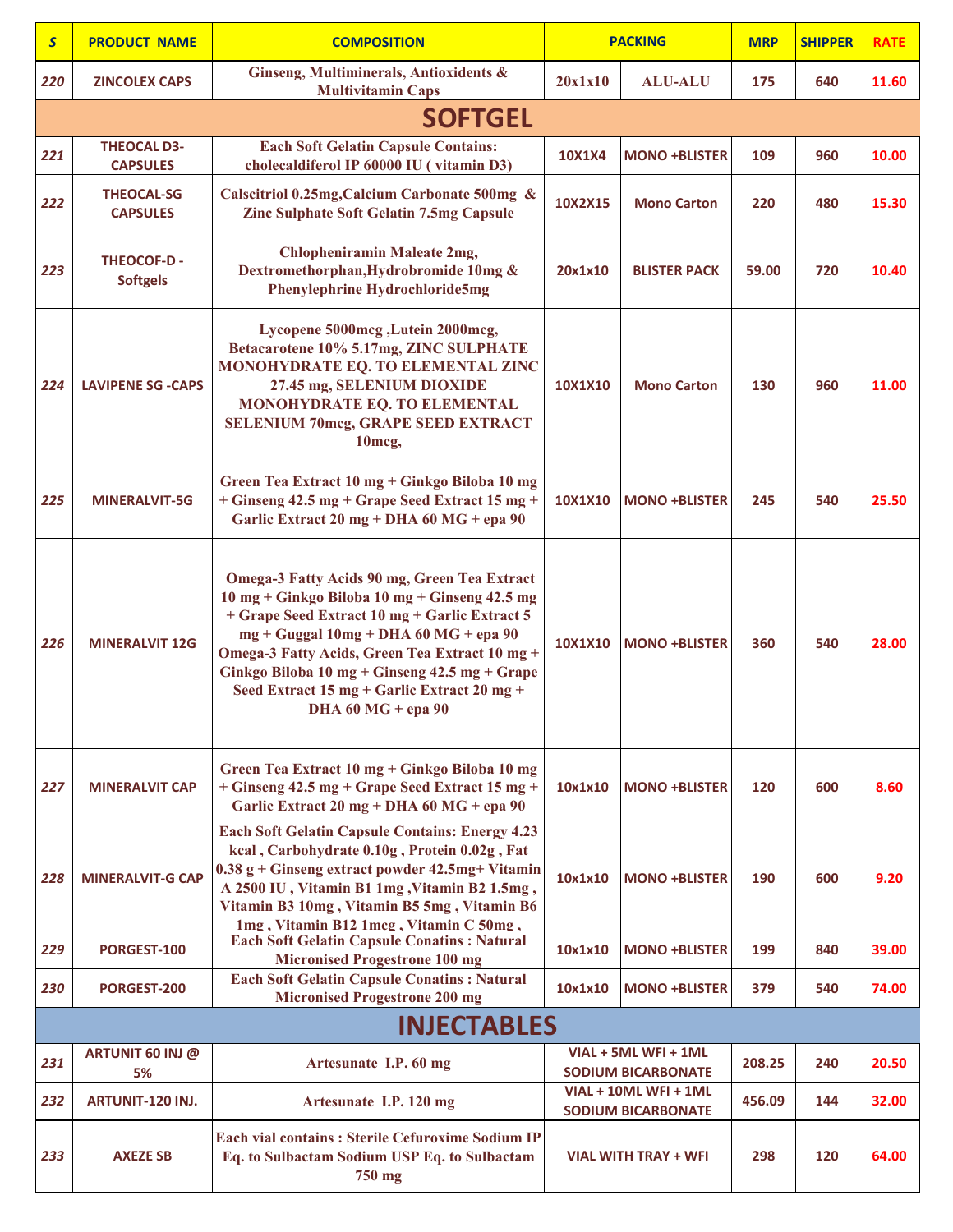| S | PRODUCT NAME | COMPOSITION | PACKING | | MRP | SHIPPER | RATE |
|---|---|---|---|---|---|---|---|
| 220 | ZINCOLEX CAPS | Ginseng, Multiminerals, Antioxidents & Multivitamin Caps | 20x1x10 | ALU-ALU | 175 | 640 | 11.60 |
| **SOFTGEL** | | | | | | | |
| 221 | THEOCAL D3-CAPSULES | Each Soft Gelatin Capsule Contains: cholecaldiferol IP 60000 IU ( vitamin D3) | 10X1X4 | MONO +BLISTER | 109 | 960 | 10.00 |
| 222 | THEOCAL-SG CAPSULES | Calscitriol 0.25mg,Calcium Carbonate 500mg & Zinc Sulphate Soft Gelatin 7.5mg Capsule | 10X2X15 | Mono Carton | 220 | 480 | 15.30 |
| 223 | THEOCOF-D - Softgels | Chlopheniramin Maleate 2mg, Dextromethorphan,Hydrobromide 10mg & Phenylephrine Hydrochloride5mg | 20x1x10 | BLISTER PACK | 59.00 | 720 | 10.40 |
| 224 | LAVIPENE SG -CAPS | Lycopene 5000mcg ,Lutein 2000mcg, Betacarotene 10% 5.17mg, ZINC SULPHATE MONOHYDRATE EQ. TO ELEMENTAL ZINC 27.45 mg, SELENIUM DIOXIDE MONOHYDRATE EQ. TO ELEMENTAL SELENIUM 70mcg, GRAPE SEED EXTRACT 10mcg, | 10X1X10 | Mono Carton | 130 | 960 | 11.00 |
| 225 | MINERALVIT-5G | Green Tea Extract 10 mg + Ginkgo Biloba 10 mg + Ginseng 42.5 mg + Grape Seed Extract 15 mg + Garlic Extract 20 mg + DHA 60 MG + epa 90 | 10X1X10 | MONO +BLISTER | 245 | 540 | 25.50 |
| 226 | MINERALVIT 12G | Omega-3 Fatty Acids 90 mg, Green Tea Extract 10 mg + Ginkgo Biloba 10 mg + Ginseng 42.5 mg + Grape Seed Extract 10 mg + Garlic Extract 5 mg + Guggal 10mg + DHA 60 MG + epa 90 Omega-3 Fatty Acids, Green Tea Extract 10 mg + Ginkgo Biloba 10 mg + Ginseng 42.5 mg + Grape Seed Extract 15 mg + Garlic Extract 20 mg + DHA 60 MG + epa 90 | 10X1X10 | MONO +BLISTER | 360 | 540 | 28.00 |
| 227 | MINERALVIT CAP | Green Tea Extract 10 mg + Ginkgo Biloba 10 mg + Ginseng 42.5 mg + Grape Seed Extract 15 mg + Garlic Extract 20 mg + DHA 60 MG + epa 90 | 10x1x10 | MONO +BLISTER | 120 | 600 | 8.60 |
| 228 | MINERALVIT-G CAP | Each Soft Gelatin Capsule Contains: Energy 4.23 kcal , Carbohydrate 0.10g , Protein 0.02g , Fat 0.38 g + Ginseng extract powder 42.5mg+ Vitamin A 2500 IU , Vitamin B1 1mg ,Vitamin B2 1.5mg , Vitamin B3 10mg , Vitamin B5 5mg , Vitamin B6 1mg , Vitamin B12 1mcg , Vitamin C 50mg , | 10x1x10 | MONO +BLISTER | 190 | 600 | 9.20 |
| 229 | PORGEST-100 | Each Soft Gelatin Capsule Conatins : Natural Micronised Progestrone 100 mg | 10x1x10 | MONO +BLISTER | 199 | 840 | 39.00 |
| 230 | PORGEST-200 | Each Soft Gelatin Capsule Conatins : Natural Micronised Progestrone 200 mg | 10x1x10 | MONO +BLISTER | 379 | 540 | 74.00 |
| **INJECTABLES** | | | | | | | |
| 231 | ARTUNIT 60 INJ @ 5% | Artesunate I.P. 60 mg | VIAL + 5ML WFI + 1ML SODIUM BICARBONATE | | 208.25 | 240 | 20.50 |
| 232 | ARTUNIT-120 INJ. | Artesunate I.P. 120 mg | VIAL + 10ML WFI + 1ML SODIUM BICARBONATE | | 456.09 | 144 | 32.00 |
| 233 | AXEZE SB | Each vial contains : Sterile Cefuroxime Sodium IP Eq. to Sulbactam Sodium USP Eq. to Sulbactam 750 mg | VIAL WITH TRAY + WFI | | 298 | 120 | 64.00 |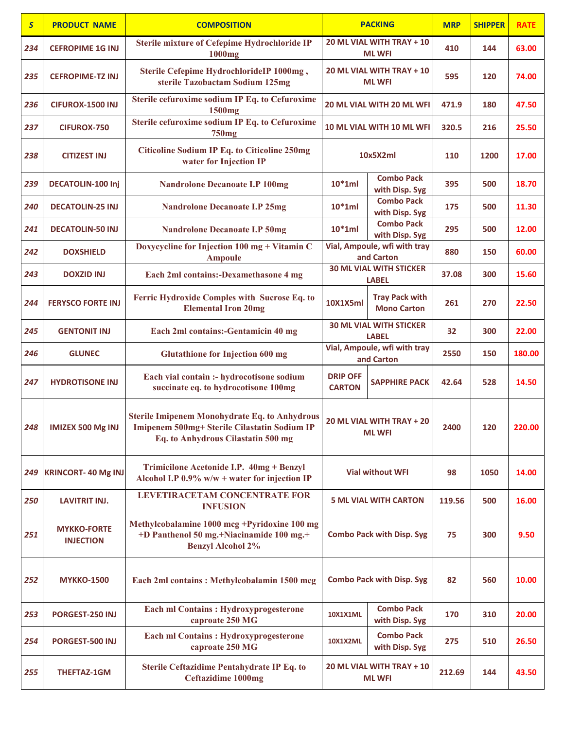| S | PRODUCT NAME | COMPOSITION | PACKING | | MRP | SHIPPER | RATE |
|---|---|---|---|---|---|---|---|
| 234 | CEFROPIME 1G INJ | Sterile mixture of Cefepime Hydrochloride IP 1000mg | 20 ML VIAL WITH TRAY + 10 ML WFI | | 410 | 144 | 63.00 |
| 235 | CEFROPIME-TZ INJ | Sterile Cefepime HydrochlorideIP 1000mg , sterile Tazobactam Sodium 125mg | 20 ML VIAL WITH TRAY + 10 ML WFI | | 595 | 120 | 74.00 |
| 236 | CIFUROX-1500 INJ | Sterile cefuroxime sodium IP Eq. to Cefuroxime 1500mg | 20 ML VIAL WITH 20 ML WFI | | 471.9 | 180 | 47.50 |
| 237 | CIFUROX-750 | Sterile cefuroxime sodium IP Eq. to Cefuroxime 750mg | 10 ML VIAL WITH 10 ML WFI | | 320.5 | 216 | 25.50 |
| 238 | CITIZEST INJ | Citicoline Sodium IP Eq. to Citicoline 250mg water for Injection IP | 10x5X2ml | | 110 | 1200 | 17.00 |
| 239 | DECATOLIN-100 Inj | Nandrolone Decanoate I.P 100mg | 10*1ml | Combo Pack with Disp. Syg | 395 | 500 | 18.70 |
| 240 | DECATOLIN-25 INJ | Nandrolone Decanoate I.P 25mg | 10*1ml | Combo Pack with Disp. Syg | 175 | 500 | 11.30 |
| 241 | DECATOLIN-50 INJ | Nandrolone Decanoate I.P 50mg | 10*1ml | Combo Pack with Disp. Syg | 295 | 500 | 12.00 |
| 242 | DOXSHIELD | Doxycycline for Injection 100 mg + Vitamin C Ampoule | Vial, Ampoule, wfi with tray and Carton | | 880 | 150 | 60.00 |
| 243 | DOXZID INJ | Each 2ml contains:-Dexamethasone 4 mg | 30 ML VIAL WITH STICKER LABEL | | 37.08 | 300 | 15.60 |
| 244 | FERYSCO FORTE INJ | Ferric Hydroxide Comples with Sucrose Eq. to Elemental Iron 20mg | 10X1X5ml | Tray Pack with Mono Carton | 261 | 270 | 22.50 |
| 245 | GENTONIT INJ | Each 2ml contains:-Gentamicin 40 mg | 30 ML VIAL WITH STICKER LABEL | | 32 | 300 | 22.00 |
| 246 | GLUNEC | Glutathione for Injection 600 mg | Vial, Ampoule, wfi with tray and Carton | | 2550 | 150 | 180.00 |
| 247 | HYDROTISONE INJ | Each vial contain :- hydrocotisone sodium succinate eq. to hydrocotisone 100mg | DRIP OFF CARTON | SAPPHIRE PACK | 42.64 | 528 | 14.50 |
| 248 | IMIZEX 500 Mg INJ | Sterile Imipenem Monohydrate Eq. to Anhydrous Imipenem 500mg+ Sterile Cilastatin Sodium IP Eq. to Anhydrous Cilastatin 500 mg | 20 ML VIAL WITH TRAY + 20 ML WFI | | 2400 | 120 | 220.00 |
| 249 | KRINCORT- 40 Mg INJ | Trimicilone Acetonide I.P. 40mg + Benzyl Alcohol I.P 0.9% w/w + water for injection IP | Vial without WFI | | 98 | 1050 | 14.00 |
| 250 | LAVITRIT INJ. | LEVETIRACETAM CONCENTRATE FOR INFUSION | 5 ML VIAL WITH CARTON | | 119.56 | 500 | 16.00 |
| 251 | MYKKO-FORTE INJECTION | Methylcobalamine 1000 mcg +Pyridoxine 100 mg +D Panthenol 50 mg.+Niacinamide 100 mg.+ Benzyl Alcohol 2% | Combo Pack with Disp. Syg | | 75 | 300 | 9.50 |
| 252 | MYKKO-1500 | Each 2ml contains : Methylcobalamin 1500 mcg | Combo Pack with Disp. Syg | | 82 | 560 | 10.00 |
| 253 | PORGEST-250 INJ | Each ml Contains : Hydroxyprogesterone caproate 250 MG | 10X1X1ML | Combo Pack with Disp. Syg | 170 | 310 | 20.00 |
| 254 | PORGEST-500 INJ | Each ml Contains : Hydroxyprogesterone caproate 250 MG | 10X1X2ML | Combo Pack with Disp. Syg | 275 | 510 | 26.50 |
| 255 | THEFTAZ-1GM | Sterile Ceftazidime Pentahydrate IP Eq. to Ceftazidime 1000mg | 20 ML VIAL WITH TRAY + 10 ML WFI | | 212.69 | 144 | 43.50 |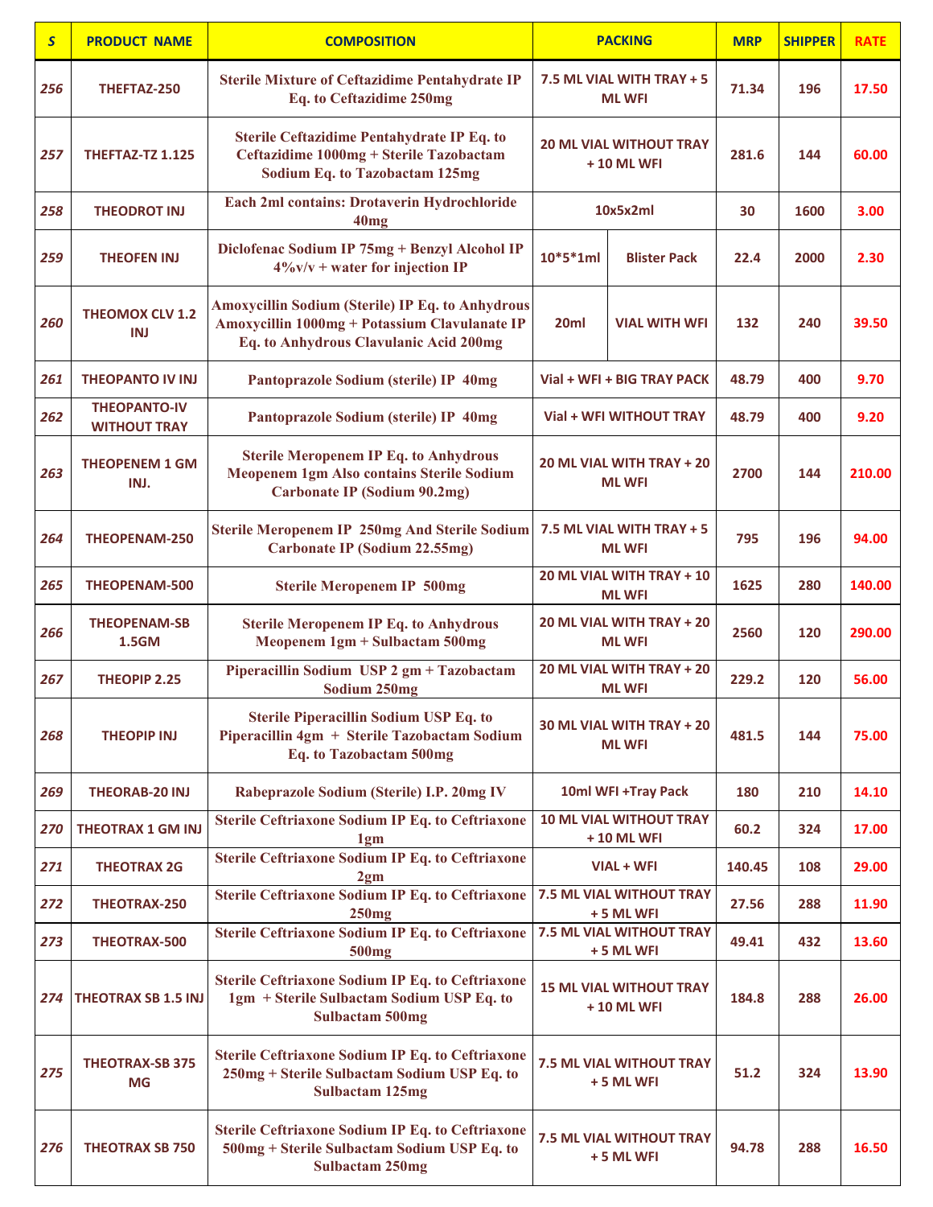| S | PRODUCT NAME | COMPOSITION | PACKING | | MRP | SHIPPER | RATE |
|---|---|---|---|---|---|---|---|
| 256 | THEFTAZ-250 | Sterile Mixture of Ceftazidime Pentahydrate IP Eq. to Ceftazidime 250mg | 7.5 ML VIAL WITH TRAY + 5 ML WFI | | 71.34 | 196 | 17.50 |
| 257 | THEFTAZ-TZ 1.125 | Sterile Ceftazidime Pentahydrate IP Eq. to Ceftazidime 1000mg + Sterile Tazobactam Sodium Eq. to Tazobactam 125mg | 20 ML VIAL WITHOUT TRAY + 10 ML WFI | | 281.6 | 144 | 60.00 |
| 258 | THEODROT INJ | Each 2ml contains: Drotaverin Hydrochloride 40mg | 10x5x2ml | | 30 | 1600 | 3.00 |
| 259 | THEOFEN INJ | Diclofenac Sodium IP 75mg + Benzyl Alcohol IP 4%v/v + water for injection IP | 10*5*1ml | Blister Pack | 22.4 | 2000 | 2.30 |
| 260 | THEOMOX CLV 1.2 INJ | Amoxycillin Sodium (Sterile) IP Eq. to Anhydrous Amoxycillin 1000mg + Potassium Clavulanate IP Eq. to Anhydrous Clavulanic Acid 200mg | 20ml | VIAL WITH WFI | 132 | 240 | 39.50 |
| 261 | THEOPANTO IV INJ | Pantoprazole Sodium (sterile) IP 40mg | Vial + WFI + BIG TRAY PACK | | 48.79 | 400 | 9.70 |
| 262 | THEOPANTO-IV WITHOUT TRAY | Pantoprazole Sodium (sterile) IP 40mg | Vial + WFI WITHOUT TRAY | | 48.79 | 400 | 9.20 |
| 263 | THEOPENEM 1 GM INJ. | Sterile Meropenem IP Eq. to Anhydrous Meopenem 1gm Also contains Sterile Sodium Carbonate IP (Sodium 90.2mg) | 20 ML VIAL WITH TRAY + 20 ML WFI | | 2700 | 144 | 210.00 |
| 264 | THEOPENAM-250 | Sterile Meropenem IP 250mg And Sterile Sodium Carbonate IP (Sodium 22.55mg) | 7.5 ML VIAL WITH TRAY + 5 ML WFI | | 795 | 196 | 94.00 |
| 265 | THEOPENAM-500 | Sterile Meropenem IP 500mg | 20 ML VIAL WITH TRAY + 10 ML WFI | | 1625 | 280 | 140.00 |
| 266 | THEOPENAM-SB 1.5GM | Sterile Meropenem IP Eq. to Anhydrous Meopenem 1gm + Sulbactam 500mg | 20 ML VIAL WITH TRAY + 20 ML WFI | | 2560 | 120 | 290.00 |
| 267 | THEOPIP 2.25 | Piperacillin Sodium USP 2 gm + Tazobactam Sodium 250mg | 20 ML VIAL WITH TRAY + 20 ML WFI | | 229.2 | 120 | 56.00 |
| 268 | THEOPIP INJ | Sterile Piperacillin Sodium USP Eq. to Piperacillin 4gm + Sterile Tazobactam Sodium Eq. to Tazobactam 500mg | 30 ML VIAL WITH TRAY + 20 ML WFI | | 481.5 | 144 | 75.00 |
| 269 | THEORAB-20 INJ | Rabeprazole Sodium (Sterile) I.P. 20mg IV | 10ml WFI +Tray Pack | | 180 | 210 | 14.10 |
| 270 | THEOTRAX 1 GM INJ | Sterile Ceftriaxone Sodium IP Eq. to Ceftriaxone 1gm | 10 ML VIAL WITHOUT TRAY + 10 ML WFI | | 60.2 | 324 | 17.00 |
| 271 | THEOTRAX 2G | Sterile Ceftriaxone Sodium IP Eq. to Ceftriaxone 2gm | VIAL + WFI | | 140.45 | 108 | 29.00 |
| 272 | THEOTRAX-250 | Sterile Ceftriaxone Sodium IP Eq. to Ceftriaxone 250mg | 7.5 ML VIAL WITHOUT TRAY + 5 ML WFI | | 27.56 | 288 | 11.90 |
| 273 | THEOTRAX-500 | Sterile Ceftriaxone Sodium IP Eq. to Ceftriaxone 500mg | 7.5 ML VIAL WITHOUT TRAY + 5 ML WFI | | 49.41 | 432 | 13.60 |
| 274 | THEOTRAX SB 1.5 INJ | Sterile Ceftriaxone Sodium IP Eq. to Ceftriaxone 1gm + Sterile Sulbactam Sodium USP Eq. to Sulbactam 500mg | 15 ML VIAL WITHOUT TRAY + 10 ML WFI | | 184.8 | 288 | 26.00 |
| 275 | THEOTRAX-SB 375 MG | Sterile Ceftriaxone Sodium IP Eq. to Ceftriaxone 250mg + Sterile Sulbactam Sodium USP Eq. to Sulbactam 125mg | 7.5 ML VIAL WITHOUT TRAY + 5 ML WFI | | 51.2 | 324 | 13.90 |
| 276 | THEOTRAX SB 750 | Sterile Ceftriaxone Sodium IP Eq. to Ceftriaxone 500mg + Sterile Sulbactam Sodium USP Eq. to Sulbactam 250mg | 7.5 ML VIAL WITHOUT TRAY + 5 ML WFI | | 94.78 | 288 | 16.50 |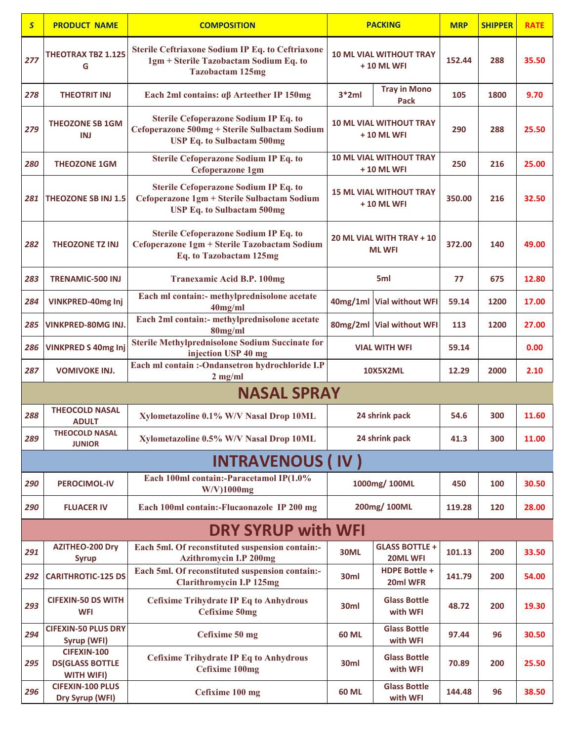| S | PRODUCT NAME | COMPOSITION | PACKING | | MRP | SHIPPER | RATE |
|---|---|---|---|---|---|---|---|
| 277 | THEOTRAX TBZ 1.125 G | Sterile Ceftriaxone Sodium IP Eq. to Ceftriaxone 1gm + Sterile Tazobactam Sodium Eq. to Tazobactam 125mg | 10 ML VIAL WITHOUT TRAY + 10 ML WFI | | 152.44 | 288 | 35.50 |
| 278 | THEOTRIT INJ | Each 2ml contains: αβ Arteether IP 150mg | 3*2ml | Tray in Mono Pack | 105 | 1800 | 9.70 |
| 279 | THEOZONE SB 1GM INJ | Sterile Cefoperazone Sodium IP Eq. to Cefoperazone 500mg + Sterile Sulbactam Sodium USP Eq. to Sulbactam 500mg | 10 ML VIAL WITHOUT TRAY + 10 ML WFI | | 290 | 288 | 25.50 |
| 280 | THEOZONE 1GM | Sterile Cefoperazone Sodium IP Eq. to Cefoperazone 1gm | 10 ML VIAL WITHOUT TRAY + 10 ML WFI | | 250 | 216 | 25.00 |
| 281 | THEOZONE SB INJ 1.5 | Sterile Cefoperazone Sodium IP Eq. to Cefoperazone 1gm + Sterile Sulbactam Sodium USP Eq. to Sulbactam 500mg | 15 ML VIAL WITHOUT TRAY + 10 ML WFI | | 350.00 | 216 | 32.50 |
| 282 | THEOZONE TZ INJ | Sterile Cefoperazone Sodium IP Eq. to Cefoperazone 1gm + Sterile Tazobactam Sodium Eq. to Tazobactam 125mg | 20 ML VIAL WITH TRAY + 10 ML WFI | | 372.00 | 140 | 49.00 |
| 283 | TRENAMIC-500 INJ | Tranexamic Acid B.P. 100mg | 5ml | | 77 | 675 | 12.80 |
| 284 | VINKPRED-40mg Inj | Each ml contain:- methylprednisolone acetate 40mg/ml | 40mg/1ml | Vial without WFI | 59.14 | 1200 | 17.00 |
| 285 | VINKPRED-80MG INJ. | Each 2ml contain:- methylprednisolone acetate 80mg/ml | 80mg/2ml | Vial without WFI | 113 | 1200 | 27.00 |
| 286 | VINKPRED S 40mg Inj | Sterile Methylprednisolone Sodium Succinate for injection USP 40 mg | VIAL WITH WFI | | 59.14 | | 0.00 |
| 287 | VOMIVOKE INJ. | Each ml contain :-Ondansetron hydrochloride I.P 2 mg/ml | 10X5X2ML | | 12.29 | 2000 | 2.10 |
| **NASAL SPRAY** | | | | | | | |
| 288 | THEOCOLD NASAL ADULT | Xylometazoline 0.1% W/V Nasal Drop 10ML | 24 shrink pack | | 54.6 | 300 | 11.60 |
| 289 | THEOCOLD NASAL JUNIOR | Xylometazoline 0.5% W/V Nasal Drop 10ML | 24 shrink pack | | 41.3 | 300 | 11.00 |
| **INTRAVENOUS ( IV )** | | | | | | | |
| 290 | PEROCIMOL-IV | Each 100ml contain:-Paracetamol IP(1.0% W/V)1000mg | 1000mg/ 100ML | | 450 | 100 | 30.50 |
| 290 | FLUACER IV | Each 100ml contain:-Flucaonazole IP 200 mg | 200mg/ 100ML | | 119.28 | 120 | 28.00 |
| **DRY SYRUP with WFI** | | | | | | | |
| 291 | AZITHEO-200 Dry Syrup | Each 5ml. Of reconstituted suspension contain:- Azithromycin I.P 200mg | 30ML | GLASS BOTTLE + 20ML WFI | 101.13 | 200 | 33.50 |
| 292 | CARITHROTIC-125 DS | Each 5ml. Of reconstituted suspension contain:- Clarithromycin I.P 125mg | 30ml | HDPE Bottle + 20ml WFR | 141.79 | 200 | 54.00 |
| 293 | CIFEXIN-50 DS WITH WFI | Cefixime Trihydrate IP Eq to Anhydrous Cefixime 50mg | 30ml | Glass Bottle with WFI | 48.72 | 200 | 19.30 |
| 294 | CIFEXIN-50 PLUS DRY Syrup (WFI) | Cefixime 50 mg | 60 ML | Glass Bottle with WFI | 97.44 | 96 | 30.50 |
| 295 | CIFEXIN-100 DS(GLASS BOTTLE WITH WFI) | Cefixime Trihydrate IP Eq to Anhydrous Cefixime 100mg | 30ml | Glass Bottle with WFI | 70.89 | 200 | 25.50 |
| 296 | CIFEXIN-100 PLUS Dry Syrup (WFI) | Cefixime 100 mg | 60 ML | Glass Bottle with WFI | 144.48 | 96 | 38.50 |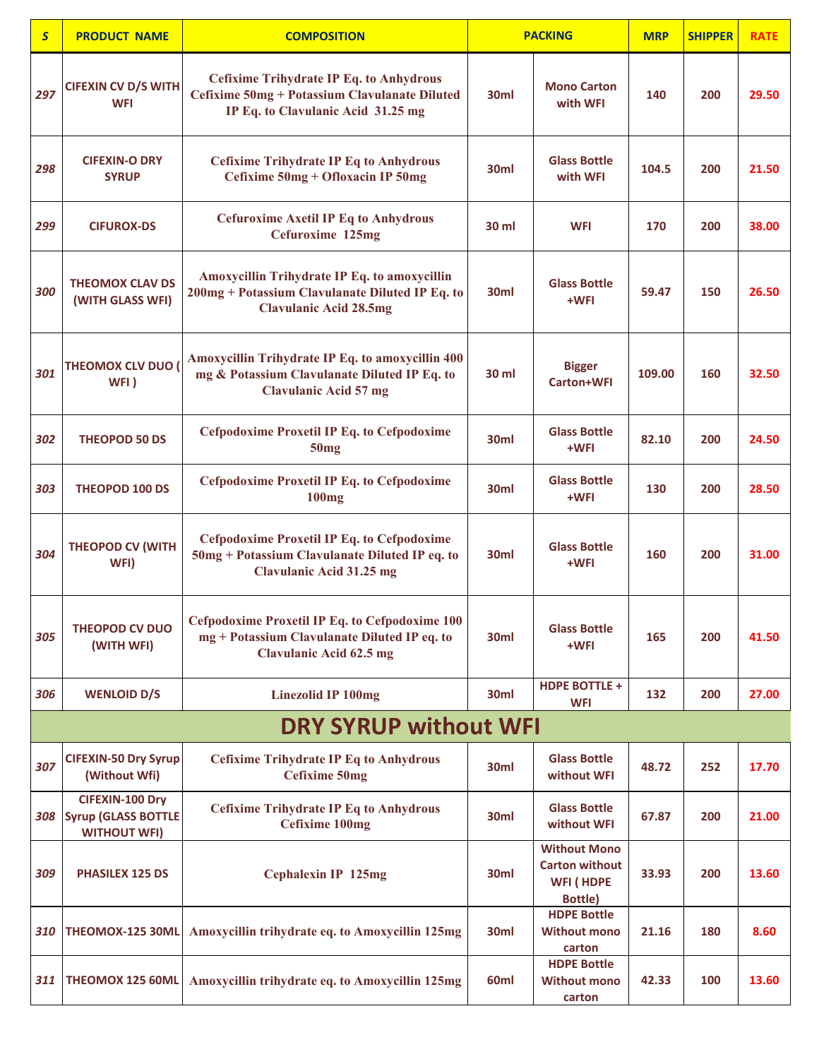| S | PRODUCT NAME | COMPOSITION | PACKING | | MRP | SHIPPER | RATE |
|---|---|---|---|---|---|---|---|
| 297 | CIFEXIN CV D/S WITH WFI | Cefixime Trihydrate IP Eq. to Anhydrous Cefixime 50mg + Potassium Clavulanate Diluted IP Eq. to Clavulanic Acid 31.25 mg | 30ml | Mono Carton with WFI | 140 | 200 | 29.50 |
| 298 | CIFEXIN-O DRY SYRUP | Cefixime Trihydrate IP Eq to Anhydrous Cefixime 50mg + Ofloxacin IP 50mg | 30ml | Glass Bottle with WFI | 104.5 | 200 | 21.50 |
| 299 | CIFUROX-DS | Cefuroxime Axetil IP Eq to Anhydrous Cefuroxime 125mg | 30 ml | WFI | 170 | 200 | 38.00 |
| 300 | THEOMOX CLAV DS (WITH GLASS WFI) | Amoxycillin Trihydrate IP Eq. to amoxycillin 200mg + Potassium Clavulanate Diluted IP Eq. to Clavulanic Acid 28.5mg | 30ml | Glass Bottle +WFI | 59.47 | 150 | 26.50 |
| 301 | THEOMOX CLV DUO ( WFI ) | Amoxycillin Trihydrate IP Eq. to amoxycillin 400 mg & Potassium Clavulanate Diluted IP Eq. to Clavulanic Acid 57 mg | 30 ml | Bigger Carton+WFI | 109.00 | 160 | 32.50 |
| 302 | THEOPOD 50 DS | Cefpodoxime Proxetil IP Eq. to Cefpodoxime 50mg | 30ml | Glass Bottle +WFI | 82.10 | 200 | 24.50 |
| 303 | THEOPOD 100 DS | Cefpodoxime Proxetil IP Eq. to Cefpodoxime 100mg | 30ml | Glass Bottle +WFI | 130 | 200 | 28.50 |
| 304 | THEOPOD CV (WITH WFI) | Cefpodoxime Proxetil IP Eq. to Cefpodoxime 50mg + Potassium Clavulanate Diluted IP eq. to Clavulanic Acid 31.25 mg | 30ml | Glass Bottle +WFI | 160 | 200 | 31.00 |
| 305 | THEOPOD CV DUO (WITH WFI) | Cefpodoxime Proxetil IP Eq. to Cefpodoxime 100 mg + Potassium Clavulanate Diluted IP eq. to Clavulanic Acid 62.5 mg | 30ml | Glass Bottle +WFI | 165 | 200 | 41.50 |
| 306 | WENLOID D/S | Linezolid IP 100mg | 30ml | HDPE BOTTLE + WFI | 132 | 200 | 27.00 |
| **DRY SYRUP without WFI** | | | | | | | |
| 307 | CIFEXIN-50 Dry Syrup (Without Wfi) | Cefixime Trihydrate IP Eq to Anhydrous Cefixime 50mg | 30ml | Glass Bottle without WFI | 48.72 | 252 | 17.70 |
| 308 | CIFEXIN-100 Dry Syrup (GLASS BOTTLE WITHOUT WFI) | Cefixime Trihydrate IP Eq to Anhydrous Cefixime 100mg | 30ml | Glass Bottle without WFI | 67.87 | 200 | 21.00 |
| 309 | PHASILEX 125 DS | Cephalexin IP 125mg | 30ml | Without Mono Carton without WFI ( HDPE Bottle) | 33.93 | 200 | 13.60 |
| 310 | THEOMOX-125 30ML | Amoxycillin trihydrate eq. to Amoxycillin 125mg | 30ml | HDPE Bottle Without mono carton | 21.16 | 180 | 8.60 |
| 311 | THEOMOX 125 60ML | Amoxycillin trihydrate eq. to Amoxycillin 125mg | 60ml | HDPE Bottle Without mono carton | 42.33 | 100 | 13.60 |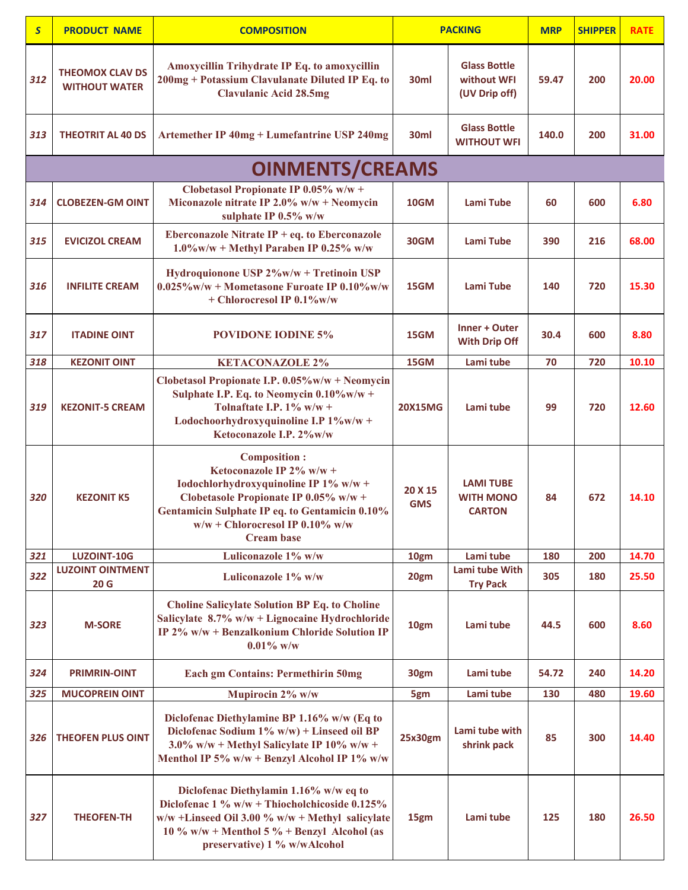| S | PRODUCT NAME | COMPOSITION | PACKING | | MRP | SHIPPER | RATE |
|---|---|---|---|---|---|---|---|
| 312 | THEOMOX CLAV DS WITHOUT WATER | Amoxycillin Trihydrate IP Eq. to amoxycillin 200mg + Potassium Clavulanate Diluted IP Eq. to Clavulanic Acid 28.5mg | 30ml | Glass Bottle without WFI (UV Drip off) | 59.47 | 200 | 20.00 |
| 313 | THEOTRIT AL 40 DS | Artemether IP 40mg + Lumefantrine USP 240mg | 30ml | Glass Bottle WITHOUT WFI | 140.0 | 200 | 31.00 |
| **OINMENTS/CREAMS** | | | | | | | |
| 314 | CLOBEZEN-GM OINT | Clobetasol Propionate IP 0.05% w/w + Miconazole nitrate IP 2.0% w/w + Neomycin sulphate IP 0.5% w/w | 10GM | Lami Tube | 60 | 600 | 6.80 |
| 315 | EVICIZOL CREAM | Eberconazole Nitrate IP + eq. to Eberconazole 1.0%w/w + Methyl Paraben IP 0.25% w/w | 30GM | Lami Tube | 390 | 216 | 68.00 |
| 316 | INFILITE CREAM | Hydroquionone USP 2%w/w + Tretinoin USP 0.025%w/w + Mometasone Furoate IP 0.10%w/w + Chlorocresol IP 0.1%w/w | 15GM | Lami Tube | 140 | 720 | 15.30 |
| 317 | ITADINE OINT | POVIDONE IODINE 5% | 15GM | Inner + Outer With Drip Off | 30.4 | 600 | 8.80 |
| 318 | KEZONIT OINT | KETACONAZOLE 2% | 15GM | Lami tube | 70 | 720 | 10.10 |
| 319 | KEZONIT-5 CREAM | Clobetasol Propionate I.P. 0.05%w/w + Neomycin Sulphate I.P. Eq. to Neomycin 0.10%w/w + Tolnaftate I.P. 1% w/w + Lodochoorhydroxyquinoline I.P 1%w/w + Ketoconazole I.P. 2%w/w | 20X15MG | Lami tube | 99 | 720 | 12.60 |
| 320 | KEZONIT K5 | Composition : Ketoconazole IP 2% w/w + Iodochlorhydroxyquinoline IP 1% w/w + Clobetasole Propionate IP 0.05% w/w + Gentamicin Sulphate IP eq. to Gentamicin 0.10% w/w + Chlorocresol IP 0.10% w/w Cream base | 20 X 15 GMS | LAMI TUBE WITH MONO CARTON | 84 | 672 | 14.10 |
| 321 | LUZOINT-10G | Luliconazole 1% w/w | 10gm | Lami tube | 180 | 200 | 14.70 |
| 322 | LUZOINT OINTMENT 20 G | Luliconazole 1% w/w | 20gm | Lami tube With Try Pack | 305 | 180 | 25.50 |
| 323 | M-SORE | Choline Salicylate Solution BP Eq. to Choline Salicylate 8.7% w/w + Lignocaine Hydrochloride IP 2% w/w + Benzalkonium Chloride Solution IP 0.01% w/w | 10gm | Lami tube | 44.5 | 600 | 8.60 |
| 324 | PRIMRIN-OINT | Each gm Contains: Permethirin 50mg | 30gm | Lami tube | 54.72 | 240 | 14.20 |
| 325 | MUCOPREIN OINT | Mupirocin 2% w/w | 5gm | Lami tube | 130 | 480 | 19.60 |
| 326 | THEOFEN PLUS OINT | Diclofenac Diethylamine BP 1.16% w/w (Eq to Diclofenac Sodium 1% w/w) + Linseed oil BP 3.0% w/w + Methyl Salicylate IP 10% w/w + Menthol IP 5% w/w + Benzyl Alcohol IP 1% w/w | 25x30gm | Lami tube with shrink pack | 85 | 300 | 14.40 |
| 327 | THEOFEN-TH | Diclofenac Diethylamin 1.16% w/w eq to Diclofenac 1 % w/w + Thiocholchicoside 0.125% w/w +Linseed Oil 3.00 % w/w + Methyl salicylate 10 % w/w + Menthol 5 % + Benzyl Alcohol (as preservative) 1 % w/wAlcohol | 15gm | Lami tube | 125 | 180 | 26.50 |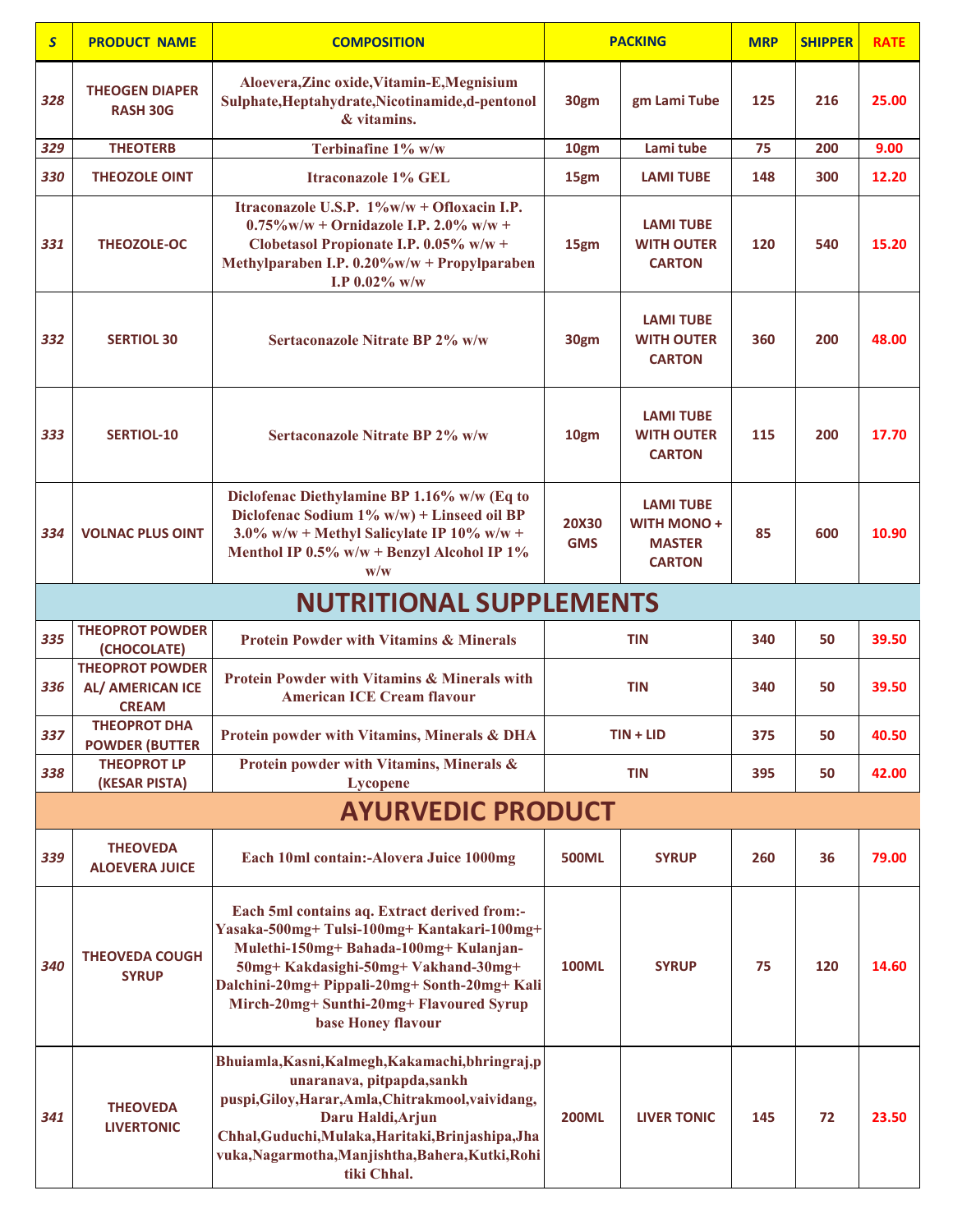| S | PRODUCT NAME | COMPOSITION | PACKING | | MRP | SHIPPER | RATE |
|---|---|---|---|---|---|---|---|
| 328 | THEOGEN DIAPER RASH 30G | Aloevera,Zinc oxide,Vitamin-E,Megnisium Sulphate,Heptahydrate,Nicotinamide,d-pentonol & vitamins. | 30gm | gm Lami Tube | 125 | 216 | 25.00 |
| 329 | THEOTERB | Terbinafine 1% w/w | 10gm | Lami tube | 75 | 200 | 9.00 |
| 330 | THEOZOLE OINT | Itraconazole 1% GEL | 15gm | LAMI TUBE | 148 | 300 | 12.20 |
| 331 | THEOZOLE-OC | Itraconazole U.S.P. 1%w/w + Ofloxacin I.P. 0.75%w/w + Ornidazole I.P. 2.0% w/w + Clobetasol Propionate I.P. 0.05% w/w + Methylparaben I.P. 0.20%w/w + Propylparaben I.P 0.02% w/w | 15gm | LAMI TUBE WITH OUTER CARTON | 120 | 540 | 15.20 |
| 332 | SERTIOL 30 | Sertaconazole Nitrate BP 2% w/w | 30gm | LAMI TUBE WITH OUTER CARTON | 360 | 200 | 48.00 |
| 333 | SERTIOL-10 | Sertaconazole Nitrate BP 2% w/w | 10gm | LAMI TUBE WITH OUTER CARTON | 115 | 200 | 17.70 |
| 334 | VOLNAC PLUS OINT | Diclofenac Diethylamine BP 1.16% w/w (Eq to Diclofenac Sodium 1% w/w) + Linseed oil BP 3.0% w/w + Methyl Salicylate IP 10% w/w + Menthol IP 0.5% w/w + Benzyl Alcohol IP 1% w/w | 20X30 GMS | LAMI TUBE WITH MONO + MASTER CARTON | 85 | 600 | 10.90 |
| | | **NUTRITIONAL SUPPLEMENTS** | | | | | |
| 335 | THEOPROT POWDER (CHOCOLATE) | Protein Powder with Vitamins & Minerals | TIN | | 340 | 50 | 39.50 |
| 336 | THEOPROT POWDER AL/ AMERICAN ICE CREAM | Protein Powder with Vitamins & Minerals with American ICE Cream flavour | TIN | | 340 | 50 | 39.50 |
| 337 | THEOPROT DHA POWDER (BUTTER | Protein powder with Vitamins, Minerals & DHA | TIN + LID | | 375 | 50 | 40.50 |
| 338 | THEOPROT LP (KESAR PISTA) | Protein powder with Vitamins, Minerals & Lycopene | TIN | | 395 | 50 | 42.00 |
| | | **AYURVEDIC PRODUCT** | | | | | |
| 339 | THEOVEDA ALOEVERA JUICE | Each 10ml contain:-Alovera Juice 1000mg | 500ML | SYRUP | 260 | 36 | 79.00 |
| 340 | THEOVEDA COUGH SYRUP | Each 5ml contains aq. Extract derived from:- Yasaka-500mg+ Tulsi-100mg+ Kantakari-100mg+ Mulethi-150mg+ Bahada-100mg+ Kulanjan-50mg+ Kakdasighi-50mg+ Vakhand-30mg+ Dalchini-20mg+ Pippali-20mg+ Sonth-20mg+ Kali Mirch-20mg+ Sunthi-20mg+ Flavoured Syrup base Honey flavour | 100ML | SYRUP | 75 | 120 | 14.60 |
| 341 | THEOVEDA LIVERTONIC | Bhuiamla,Kasni,Kalmegh,Kakamachi,bhringraj,punaranava, pitpapda,sankh puspi,Giloy,Harar,Amla,Chitrakmool,vaividang, Daru Haldi,Arjun Chhal,Guduchi,Mulaka,Haritaki,Brinjashipa,Jhavuka,Nagarmotha,Manjishtha,Bahera,Kutki,Rohitiki Chhal. | 200ML | LIVER TONIC | 145 | 72 | 23.50 |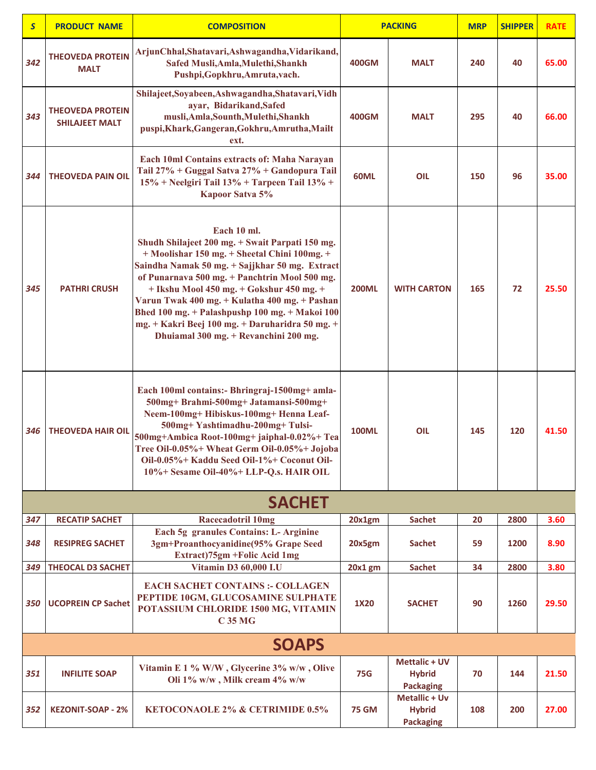| S | PRODUCT NAME | COMPOSITION | PACKING | | MRP | SHIPPER | RATE |
|---|---|---|---|---|---|---|---|
| 342 | THEOVEDA PROTEIN MALT | ArjunChhal,Shatavari,Ashwagandha,Vidarikand, Safed Musli,Amla,Mulethi,Shankh Pushpi,Gopkhru,Amruta,vach. | 400GM | MALT | 240 | 40 | 65.00 |
| 343 | THEOVEDA PROTEIN SHILAJEET MALT | Shilajeet,Soyabeen,Ashwagandha,Shatavari,Vidhayar, Bidarikand,Safed musli,Amla,Sounth,Mulethi,Shankh puspi,Khark,Gangeran,Gokhru,Amrutha,Mailt ext. | 400GM | MALT | 295 | 40 | 66.00 |
| 344 | THEOVEDA PAIN OIL | Each 10ml Contains extracts of: Maha Narayan Tail 27% + Guggal Satva 27% + Gandopura Tail 15% + Neelgiri Tail 13% + Tarpeen Tail 13% + Kapoor Satva 5% | 60ML | OIL | 150 | 96 | 35.00 |
| 345 | PATHRI CRUSH | Each 10 ml. Shudh Shilajeet 200 mg. + Swait Parpati 150 mg. + Moolishar 150 mg. + Sheetal Chini 100mg. + Saindha Namak 50 mg. + Sajjkhar 50 mg. Extract of Punarnava 500 mg. + Panchtrin Mool 500 mg. + Ikshu Mool 450 mg. + Gokshur 450 mg. + Varun Twak 400 mg. + Kulatha 400 mg. + Pashan Bhed 100 mg. + Palashpushp 100 mg. + Makoi 100 mg. + Kakri Beej 100 mg. + Daruharidra 50 mg. + Dhuiamal 300 mg. + Revanchini 200 mg. | 200ML | WITH CARTON | 165 | 72 | 25.50 |
| 346 | THEOVEDA HAIR OIL | Each 100ml contains:- Bhringraj-1500mg+ amla-500mg+ Brahmi-500mg+ Jatamansi-500mg+ Neem-100mg+ Hibiskus-100mg+ Henna Leaf-500mg+ Yashtimadhu-200mg+ Tulsi-500mg+Ambica Root-100mg+ jaiphal-0.02%+ Tea Tree Oil-0.05%+ Wheat Germ Oil-0.05%+ Jojoba Oil-0.05%+ Kaddu Seed Oil-1%+ Coconut Oil-10%+ Sesame Oil-40%+ LLP-Q.s. HAIR OIL | 100ML | OIL | 145 | 120 | 41.50 |
| **SACHET** | | | | | | | |
| 347 | RECATIP SACHET | Racecadotril 10mg | 20x1gm | Sachet | 20 | 2800 | 3.60 |
| 348 | RESIPREG SACHET | Each 5g granules Contains: L- Arginine 3gm+Proanthocyanidine(95% Grape Seed Extract)75gm +Folic Acid 1mg | 20x5gm | Sachet | 59 | 1200 | 8.90 |
| 349 | THEOCAL D3 SACHET | Vitamin D3 60,000 I.U | 20x1 gm | Sachet | 34 | 2800 | 3.80 |
| 350 | UCOPREIN CP Sachet | EACH SACHET CONTAINS :- COLLAGEN PEPTIDE 10GM, GLUCOSAMINE SULPHATE POTASSIUM CHLORIDE 1500 MG, VITAMIN C 35 MG | 1X20 | SACHET | 90 | 1260 | 29.50 |
| **SOAPS** | | | | | | | |
| 351 | INFILITE SOAP | Vitamin E 1 % W/W , Glycerine 3% w/w , Olive Oli 1% w/w , Milk cream 4% w/w | 75G | Mettalic + UV Hybrid Packaging | 70 | 144 | 21.50 |
| 352 | KEZONIT-SOAP - 2% | KETOCONAOLE 2% & CETRIMIDE 0.5% | 75 GM | Metallic + Uv Hybrid Packaging | 108 | 200 | 27.00 |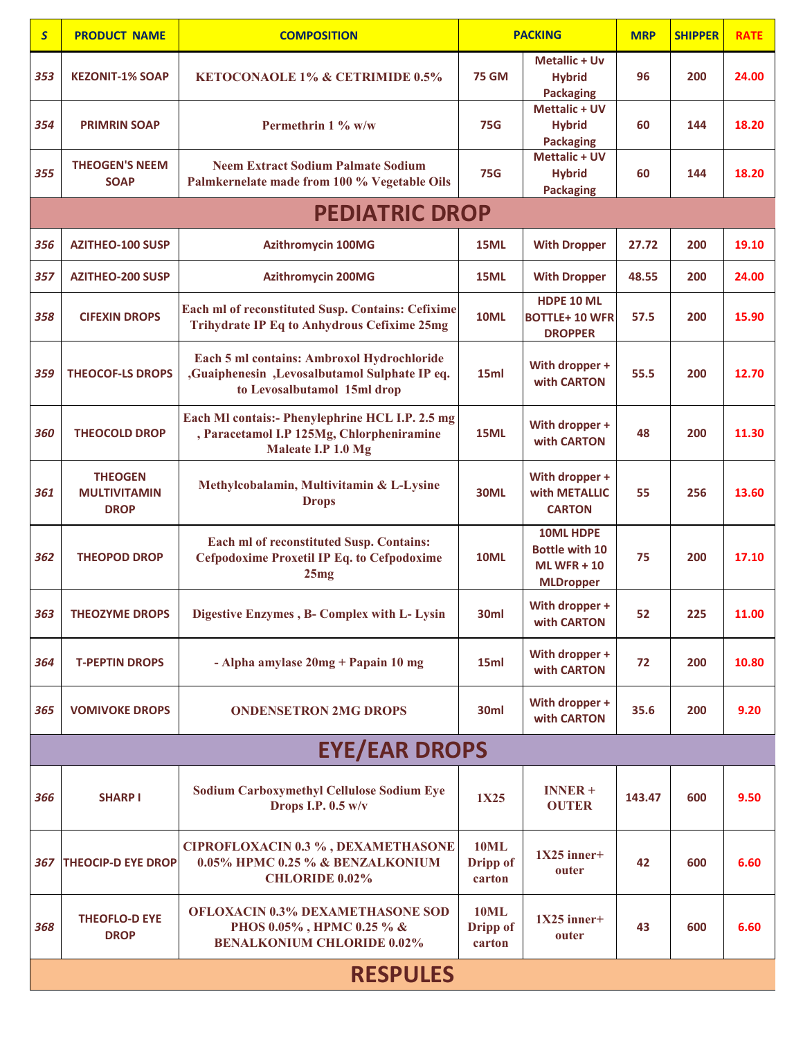| S | PRODUCT NAME | COMPOSITION | PACKING | | MRP | SHIPPER | RATE |
|---|---|---|---|---|---|---|---|
| 353 | KEZONIT-1% SOAP | KETOCONAOLE 1% & CETRIMIDE 0.5% | 75 GM | Metallic + Uv Hybrid Packaging | 96 | 200 | 24.00 |
| 354 | PRIMRIN SOAP | Permethrin 1 % w/w | 75G | Mettalic + UV Hybrid Packaging | 60 | 144 | 18.20 |
| 355 | THEOGEN'S NEEM SOAP | Neem Extract Sodium Palmate Sodium Palmkernelate made from 100 % Vegetable Oils | 75G | Mettalic + UV Hybrid Packaging | 60 | 144 | 18.20 |
| **PEDIATRIC DROP** | | | | | | | |
| 356 | AZITHEO-100 SUSP | Azithromycin 100MG | 15ML | With Dropper | 27.72 | 200 | 19.10 |
| 357 | AZITHEO-200 SUSP | Azithromycin 200MG | 15ML | With Dropper | 48.55 | 200 | 24.00 |
| 358 | CIFEXIN DROPS | Each ml of reconstituted Susp. Contains: Cefixime Trihydrate IP Eq to Anhydrous Cefixime 25mg | 10ML | HDPE 10 ML BOTTLE+ 10 WFR DROPPER | 57.5 | 200 | 15.90 |
| 359 | THEOCOF-LS DROPS | Each 5 ml contains: Ambroxol Hydrochloride ,Guaiphenesin ,Levosalbutamol Sulphate IP eq. to Levosalbutamol 15ml drop | 15ml | With dropper + with CARTON | 55.5 | 200 | 12.70 |
| 360 | THEOCOLD DROP | Each Ml contais:- Phenylephrine HCL I.P. 2.5 mg , Paracetamol I.P 125Mg, Chlorpheniramine Maleate I.P 1.0 Mg | 15ML | With dropper + with CARTON | 48 | 200 | 11.30 |
| 361 | THEOGEN MULTIVITAMIN DROP | Methylcobalamin, Multivitamin & L-Lysine Drops | 30ML | With dropper + with METALLIC CARTON | 55 | 256 | 13.60 |
| 362 | THEOPOD DROP | Each ml of reconstituted Susp. Contains: Cefpodoxime Proxetil IP Eq. to Cefpodoxime 25mg | 10ML | 10ML HDPE Bottle with 10 ML WFR + 10 MLDropper | 75 | 200 | 17.10 |
| 363 | THEOZYME DROPS | Digestive Enzymes , B- Complex with L- Lysin | 30ml | With dropper + with CARTON | 52 | 225 | 11.00 |
| 364 | T-PEPTIN DROPS | - Alpha amylase 20mg + Papain 10 mg | 15ml | With dropper + with CARTON | 72 | 200 | 10.80 |
| 365 | VOMIVOKE DROPS | ONDENSETRON 2MG DROPS | 30ml | With dropper + with CARTON | 35.6 | 200 | 9.20 |
| **EYE/EAR DROPS** | | | | | | | |
| 366 | SHARP I | Sodium Carboxymethyl Cellulose Sodium Eye Drops I.P. 0.5 w/v | 1X25 | INNER + OUTER | 143.47 | 600 | 9.50 |
| 367 | THEOCIP-D EYE DROP | CIPROFLOXACIN 0.3 % , DEXAMETHASONE 0.05% HPMC 0.25 % & BENZALKONIUM CHLORIDE 0.02% | 10ML Dripp of carton | 1X25 inner+ outer | 42 | 600 | 6.60 |
| 368 | THEOFLO-D EYE DROP | OFLOXACIN 0.3% DEXAMETHASONE SOD PHOS 0.05% , HPMC 0.25 % & BENALKONIUM CHLORIDE 0.02% | 10ML Dripp of carton | 1X25 inner+ outer | 43 | 600 | 6.60 |
| **RESPULES** | | | | | | | |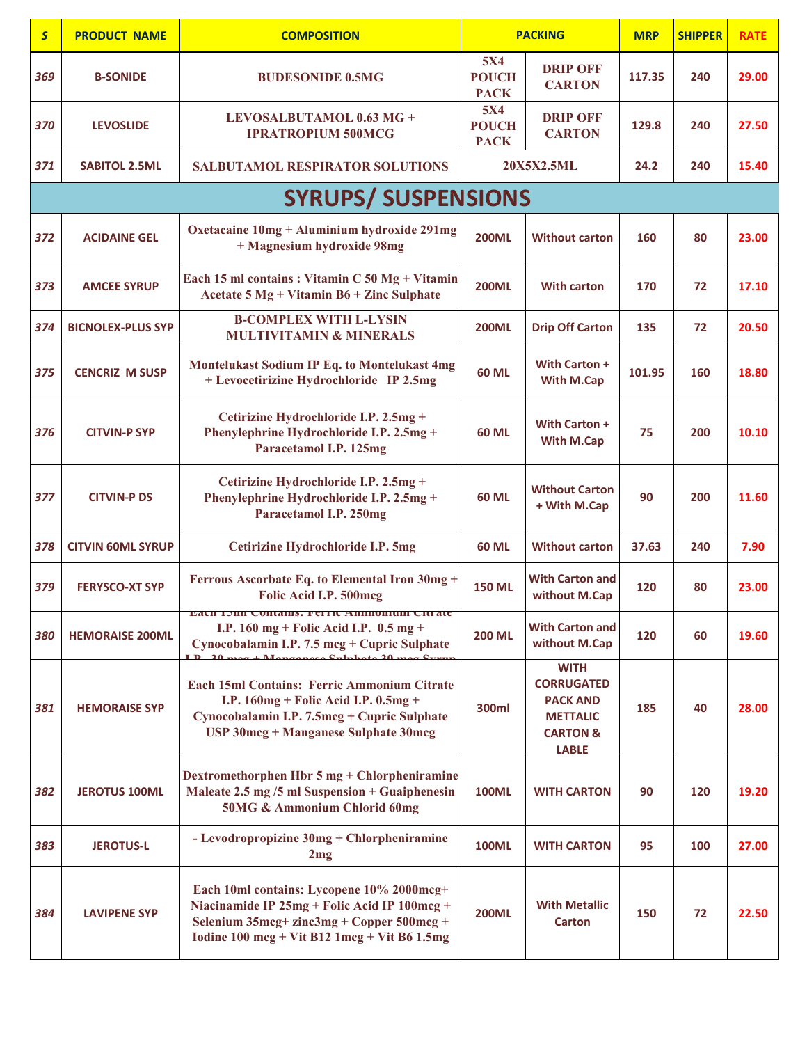| S | PRODUCT NAME | COMPOSITION | PACKING | | MRP | SHIPPER | RATE |
|---|---|---|---|---|---|---|---|
| 369 | B-SONIDE | BUDESONIDE 0.5MG | 5X4 POUCH PACK | DRIP OFF CARTON | 117.35 | 240 | 29.00 |
| 370 | LEVOSLIDE | LEVOSALBUTAMOL 0.63 MG + IPRATROPIUM 500MCG | 5X4 POUCH PACK | DRIP OFF CARTON | 129.8 | 240 | 27.50 |
| 371 | SABITOL 2.5ML | SALBUTAMOL RESPIRATOR SOLUTIONS | 20X5X2.5ML | | 24.2 | 240 | 15.40 |
| **SYRUPS/ SUSPENSIONS** | | | | | | | |
| 372 | ACIDAINE GEL | Oxetacaine 10mg + Aluminium hydroxide 291mg + Magnesium hydroxide 98mg | 200ML | Without carton | 160 | 80 | 23.00 |
| 373 | AMCEE SYRUP | Each 15 ml contains : Vitamin C 50 Mg + Vitamin Acetate 5 Mg + Vitamin B6 + Zinc Sulphate | 200ML | With carton | 170 | 72 | 17.10 |
| 374 | BICNOLEX-PLUS SYP | B-COMPLEX WITH L-LYSIN MULTIVITAMIN & MINERALS | 200ML | Drip Off Carton | 135 | 72 | 20.50 |
| 375 | CENCRIZ M SUSP | Montelukast Sodium IP Eq. to Montelukast 4mg + Levocetirizine Hydrochloride IP 2.5mg | 60 ML | With Carton + With M.Cap | 101.95 | 160 | 18.80 |
| 376 | CITVIN-P SYP | Cetirizine Hydrochloride I.P. 2.5mg + Phenylephrine Hydrochloride I.P. 2.5mg + Paracetamol I.P. 125mg | 60 ML | With Carton + With M.Cap | 75 | 200 | 10.10 |
| 377 | CITVIN-P DS | Cetirizine Hydrochloride I.P. 2.5mg + Phenylephrine Hydrochloride I.P. 2.5mg + Paracetamol I.P. 250mg | 60 ML | Without Carton + With M.Cap | 90 | 200 | 11.60 |
| 378 | CITVIN 60ML SYRUP | Cetirizine Hydrochloride I.P. 5mg | 60 ML | Without carton | 37.63 | 240 | 7.90 |
| 379 | FERYSCO-XT SYP | Ferrous Ascorbate Eq. to Elemental Iron 30mg + Folic Acid I.P. 500mcg | 150 ML | With Carton and without M.Cap | 120 | 80 | 23.00 |
| 380 | HEMORAISE 200ML | Each 15ml Contains: Ferric Ammonium Citrate I.P. 160 mg + Folic Acid I.P. 0.5 mg + Cynocobalamin I.P. 7.5 mcg + Cupric Sulphate I.P. 30 mcg + Manganese Sulphate 30 mcg Syrup | 200 ML | With Carton and without M.Cap | 120 | 60 | 19.60 |
| 381 | HEMORAISE SYP | Each 15ml Contains: Ferric Ammonium Citrate I.P. 160mg + Folic Acid I.P. 0.5mg + Cynocobalamin I.P. 7.5mcg + Cupric Sulphate USP 30mcg + Manganese Sulphate 30mcg | 300ml | WITH CORRUGATED PACK AND METTALIC CARTON & LABLE | 185 | 40 | 28.00 |
| 382 | JEROTUS 100ML | Dextromethorphen Hbr 5 mg + Chlorpheniramine Maleate 2.5 mg /5 ml Suspension + Guaiphenesin 50MG & Ammonium Chlorid 60mg | 100ML | WITH CARTON | 90 | 120 | 19.20 |
| 383 | JEROTUS-L | - Levodropropizine 30mg + Chlorpheniramine 2mg | 100ML | WITH CARTON | 95 | 100 | 27.00 |
| 384 | LAVIPENE SYP | Each 10ml contains: Lycopene 10% 2000mcg+ Niacinamide IP 25mg + Folic Acid IP 100mcg + Selenium 35mcg+ zinc3mg + Copper 500mcg + Iodine 100 mcg + Vit B12 1mcg + Vit B6 1.5mg | 200ML | With Metallic Carton | 150 | 72 | 22.50 |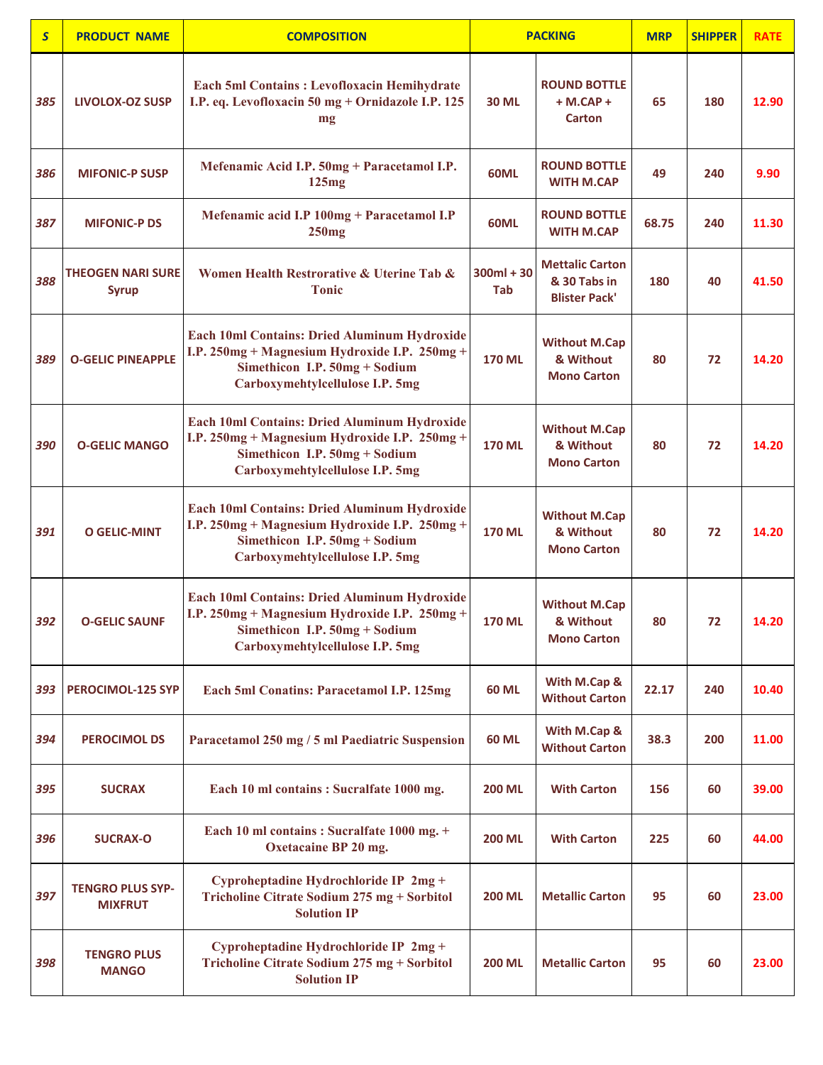| S | PRODUCT NAME | COMPOSITION | PACKING | | MRP | SHIPPER | RATE |
|---|---|---|---|---|---|---|---|
| 385 | LIVOLOX-OZ SUSP | Each 5ml Contains : Levofloxacin Hemihydrate I.P. eq. Levofloxacin 50 mg + Ornidazole I.P. 125 mg | 30 ML | ROUND BOTTLE + M.CAP + Carton | 65 | 180 | 12.90 |
| 386 | MIFONIC-P SUSP | Mefenamic Acid I.P. 50mg + Paracetamol I.P. 125mg | 60ML | ROUND BOTTLE WITH M.CAP | 49 | 240 | 9.90 |
| 387 | MIFONIC-P DS | Mefenamic acid I.P 100mg + Paracetamol I.P 250mg | 60ML | ROUND BOTTLE WITH M.CAP | 68.75 | 240 | 11.30 |
| 388 | THEOGEN NARI SURE Syrup | Women Health Restrorative & Uterine Tab & Tonic | 300ml + 30 Tab | Mettalic Carton & 30 Tabs in Blister Pack' | 180 | 40 | 41.50 |
| 389 | O-GELIC PINEAPPLE | Each 10ml Contains: Dried Aluminum Hydroxide I.P. 250mg + Magnesium Hydroxide I.P. 250mg + Simethicon I.P. 50mg + Sodium Carboxymehtylcellulose I.P. 5mg | 170 ML | Without M.Cap & Without Mono Carton | 80 | 72 | 14.20 |
| 390 | O-GELIC MANGO | Each 10ml Contains: Dried Aluminum Hydroxide I.P. 250mg + Magnesium Hydroxide I.P. 250mg + Simethicon I.P. 50mg + Sodium Carboxymehtylcellulose I.P. 5mg | 170 ML | Without M.Cap & Without Mono Carton | 80 | 72 | 14.20 |
| 391 | O GELIC-MINT | Each 10ml Contains: Dried Aluminum Hydroxide I.P. 250mg + Magnesium Hydroxide I.P. 250mg + Simethicon I.P. 50mg + Sodium Carboxymehtylcellulose I.P. 5mg | 170 ML | Without M.Cap & Without Mono Carton | 80 | 72 | 14.20 |
| 392 | O-GELIC SAUNF | Each 10ml Contains: Dried Aluminum Hydroxide I.P. 250mg + Magnesium Hydroxide I.P. 250mg + Simethicon I.P. 50mg + Sodium Carboxymehtylcellulose I.P. 5mg | 170 ML | Without M.Cap & Without Mono Carton | 80 | 72 | 14.20 |
| 393 | PEROCIMOL-125 SYP | Each 5ml Conatins: Paracetamol I.P. 125mg | 60 ML | With M.Cap & Without Carton | 22.17 | 240 | 10.40 |
| 394 | PEROCIMOL DS | Paracetamol 250 mg / 5 ml Paediatric Suspension | 60 ML | With M.Cap & Without Carton | 38.3 | 200 | 11.00 |
| 395 | SUCRAX | Each 10 ml contains : Sucralfate 1000 mg. | 200 ML | With Carton | 156 | 60 | 39.00 |
| 396 | SUCRAX-O | Each 10 ml contains : Sucralfate 1000 mg. + Oxetacaine BP 20 mg. | 200 ML | With Carton | 225 | 60 | 44.00 |
| 397 | TENGRO PLUS SYP-MIXFRUT | Cyproheptadine Hydrochloride IP 2mg + Tricholine Citrate Sodium 275 mg + Sorbitol Solution IP | 200 ML | Metallic Carton | 95 | 60 | 23.00 |
| 398 | TENGRO PLUS MANGO | Cyproheptadine Hydrochloride IP 2mg + Tricholine Citrate Sodium 275 mg + Sorbitol Solution IP | 200 ML | Metallic Carton | 95 | 60 | 23.00 |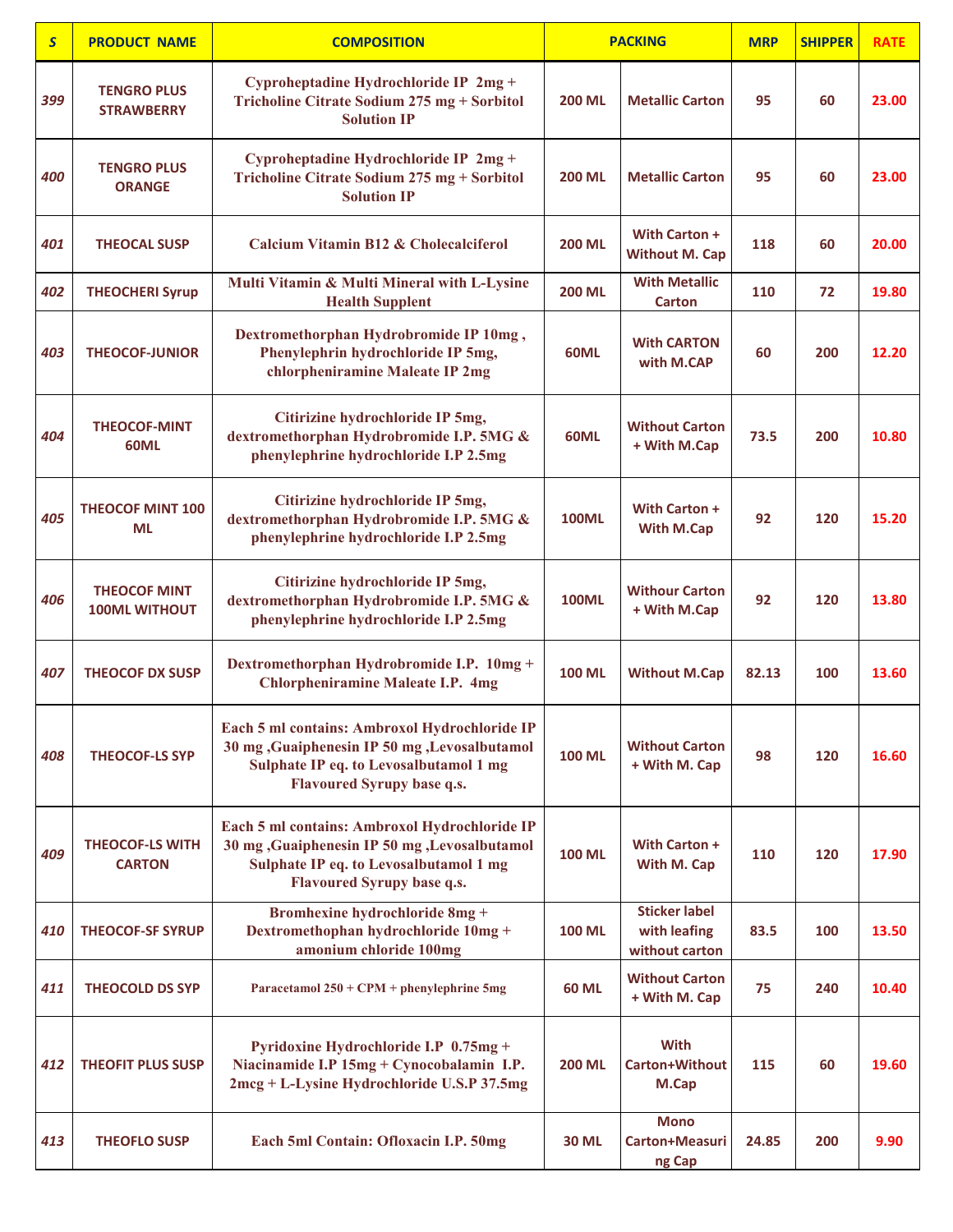| S | PRODUCT NAME | COMPOSITION | PACKING | | MRP | SHIPPER | RATE |
|---|---|---|---|---|---|---|---|
| 399 | TENGRO PLUS STRAWBERRY | Cyproheptadine Hydrochloride IP 2mg + Tricholine Citrate Sodium 275 mg + Sorbitol Solution IP | 200 ML | Metallic Carton | 95 | 60 | 23.00 |
| 400 | TENGRO PLUS ORANGE | Cyproheptadine Hydrochloride IP 2mg + Tricholine Citrate Sodium 275 mg + Sorbitol Solution IP | 200 ML | Metallic Carton | 95 | 60 | 23.00 |
| 401 | THEOCAL SUSP | Calcium Vitamin B12 & Cholecalciferol | 200 ML | With Carton + Without M. Cap | 118 | 60 | 20.00 |
| 402 | THEOCHERI Syrup | Multi Vitamin & Multi Mineral with L-Lysine Health Supplent | 200 ML | With Metallic Carton | 110 | 72 | 19.80 |
| 403 | THEOCOF-JUNIOR | Dextromethorphan Hydrobromide IP 10mg , Phenylephrin hydrochloride IP 5mg, chlorpheniramine Maleate IP 2mg | 60ML | With CARTON with M.CAP | 60 | 200 | 12.20 |
| 404 | THEOCOF-MINT 60ML | Citirizine hydrochloride IP 5mg, dextromethorphan Hydrobromide I.P. 5MG & phenylephrine hydrochloride I.P 2.5mg | 60ML | Without Carton + With M.Cap | 73.5 | 200 | 10.80 |
| 405 | THEOCOF MINT 100 ML | Citirizine hydrochloride IP 5mg, dextromethorphan Hydrobromide I.P. 5MG & phenylephrine hydrochloride I.P 2.5mg | 100ML | With Carton + With M.Cap | 92 | 120 | 15.20 |
| 406 | THEOCOF MINT 100ML WITHOUT | Citirizine hydrochloride IP 5mg, dextromethorphan Hydrobromide I.P. 5MG & phenylephrine hydrochloride I.P 2.5mg | 100ML | Withour Carton + With M.Cap | 92 | 120 | 13.80 |
| 407 | THEOCOF DX SUSP | Dextromethorphan Hydrobromide I.P. 10mg + Chlorpheniramine Maleate I.P. 4mg | 100 ML | Without M.Cap | 82.13 | 100 | 13.60 |
| 408 | THEOCOF-LS SYP | Each 5 ml contains: Ambroxol Hydrochloride IP 30 mg ,Guaiphenesin IP 50 mg ,Levosalbutamol Sulphate IP eq. to Levosalbutamol 1 mg Flavoured Syrupy base q.s. | 100 ML | Without Carton + With M. Cap | 98 | 120 | 16.60 |
| 409 | THEOCOF-LS WITH CARTON | Each 5 ml contains: Ambroxol Hydrochloride IP 30 mg ,Guaiphenesin IP 50 mg ,Levosalbutamol Sulphate IP eq. to Levosalbutamol 1 mg Flavoured Syrupy base q.s. | 100 ML | With Carton + With M. Cap | 110 | 120 | 17.90 |
| 410 | THEOCOF-SF SYRUP | Bromhexine hydrochloride 8mg + Dextromethophan hydrochloride 10mg + amonium chloride 100mg | 100 ML | Sticker label with leafing without carton | 83.5 | 100 | 13.50 |
| 411 | THEOCOLD DS SYP | Paracetamol 250 + CPM + phenylephrine 5mg | 60 ML | Without Carton + With M. Cap | 75 | 240 | 10.40 |
| 412 | THEOFIT PLUS SUSP | Pyridoxine Hydrochloride I.P 0.75mg + Niacinamide I.P 15mg + Cynocobalamin I.P. 2mcg + L-Lysine Hydrochloride U.S.P 37.5mg | 200 ML | With Carton+Without M.Cap | 115 | 60 | 19.60 |
| 413 | THEOFLO SUSP | Each 5ml Contain: Ofloxacin I.P. 50mg | 30 ML | Mono Carton+Measuring Cap | 24.85 | 200 | 9.90 |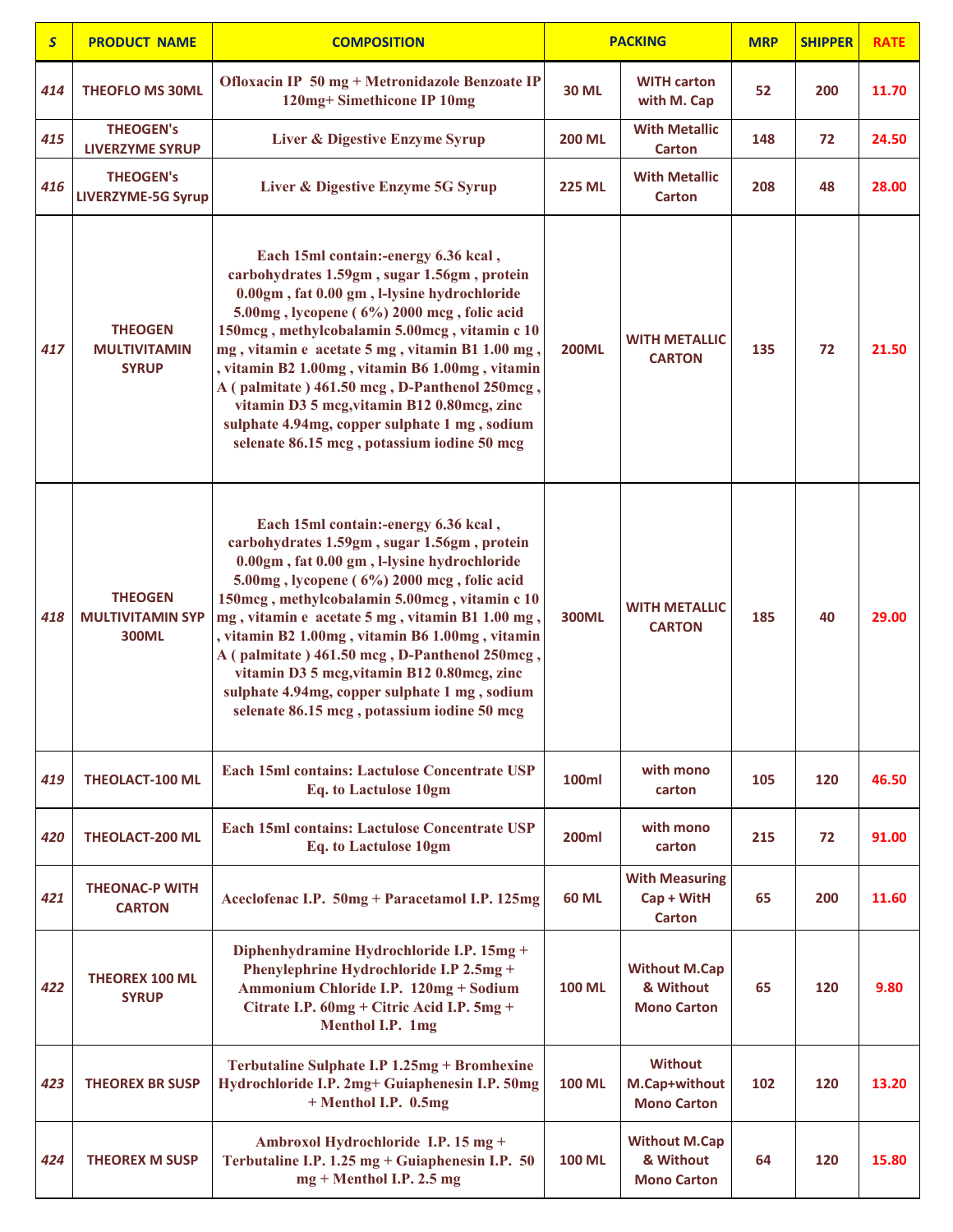| S | PRODUCT NAME | COMPOSITION | PACKING | | MRP | SHIPPER | RATE |
|---|---|---|---|---|---|---|---|
| 414 | THEOFLO MS 30ML | Ofloxacin IP 50 mg + Metronidazole Benzoate IP 120mg+ Simethicone IP 10mg | 30 ML | WITH carton with M. Cap | 52 | 200 | 11.70 |
| 415 | THEOGEN's LIVERZYME SYRUP | Liver & Digestive Enzyme Syrup | 200 ML | With Metallic Carton | 148 | 72 | 24.50 |
| 416 | THEOGEN's LIVERZYME-5G Syrup | Liver & Digestive Enzyme 5G Syrup | 225 ML | With Metallic Carton | 208 | 48 | 28.00 |
| 417 | THEOGEN MULTIVITAMIN SYRUP | Each 15ml contain:-energy 6.36 kcal , carbohydrates 1.59gm , sugar 1.56gm , protein 0.00gm , fat 0.00 gm , l-lysine hydrochloride 5.00mg , lycopene ( 6%) 2000 mcg , folic acid 150mcg , methylcobalamin 5.00mcg , vitamin c 10 mg , vitamin e acetate 5 mg , vitamin B1 1.00 mg , , vitamin B2 1.00mg , vitamin B6 1.00mg , vitamin A ( palmitate ) 461.50 mcg , D-Panthenol 250mcg , vitamin D3 5 mcg,vitamin B12 0.80mcg, zinc sulphate 4.94mg, copper sulphate 1 mg , sodium selenate 86.15 mcg , potassium iodine 50 mcg | 200ML | WITH METALLIC CARTON | 135 | 72 | 21.50 |
| 418 | THEOGEN MULTIVITAMIN SYP 300ML | Each 15ml contain:-energy 6.36 kcal , carbohydrates 1.59gm , sugar 1.56gm , protein 0.00gm , fat 0.00 gm , l-lysine hydrochloride 5.00mg , lycopene ( 6%) 2000 mcg , folic acid 150mcg , methylcobalamin 5.00mcg , vitamin c 10 mg , vitamin e acetate 5 mg , vitamin B1 1.00 mg , , vitamin B2 1.00mg , vitamin B6 1.00mg , vitamin A ( palmitate ) 461.50 mcg , D-Panthenol 250mcg , vitamin D3 5 mcg,vitamin B12 0.80mcg, zinc sulphate 4.94mg, copper sulphate 1 mg , sodium selenate 86.15 mcg , potassium iodine 50 mcg | 300ML | WITH METALLIC CARTON | 185 | 40 | 29.00 |
| 419 | THEOLACT-100 ML | Each 15ml contains: Lactulose Concentrate USP Eq. to Lactulose 10gm | 100ml | with mono carton | 105 | 120 | 46.50 |
| 420 | THEOLACT-200 ML | Each 15ml contains: Lactulose Concentrate USP Eq. to Lactulose 10gm | 200ml | with mono carton | 215 | 72 | 91.00 |
| 421 | THEONAC-P WITH CARTON | Aceclofenac I.P. 50mg + Paracetamol I.P. 125mg | 60 ML | With Measuring Cap + WitH Carton | 65 | 200 | 11.60 |
| 422 | THEOREX 100 ML SYRUP | Diphenhydramine Hydrochloride I.P. 15mg + Phenylephrine Hydrochloride I.P 2.5mg + Ammonium Chloride I.P. 120mg + Sodium Citrate I.P. 60mg + Citric Acid I.P. 5mg + Menthol I.P. 1mg | 100 ML | Without M.Cap & Without Mono Carton | 65 | 120 | 9.80 |
| 423 | THEOREX BR SUSP | Terbutaline Sulphate I.P 1.25mg + Bromhexine Hydrochloride I.P. 2mg+ Guiaphenesin I.P. 50mg + Menthol I.P. 0.5mg | 100 ML | Without M.Cap+without Mono Carton | 102 | 120 | 13.20 |
| 424 | THEOREX M SUSP | Ambroxol Hydrochloride I.P. 15 mg + Terbutaline I.P. 1.25 mg + Guiaphenesin I.P. 50 mg + Menthol I.P. 2.5 mg | 100 ML | Without M.Cap & Without Mono Carton | 64 | 120 | 15.80 |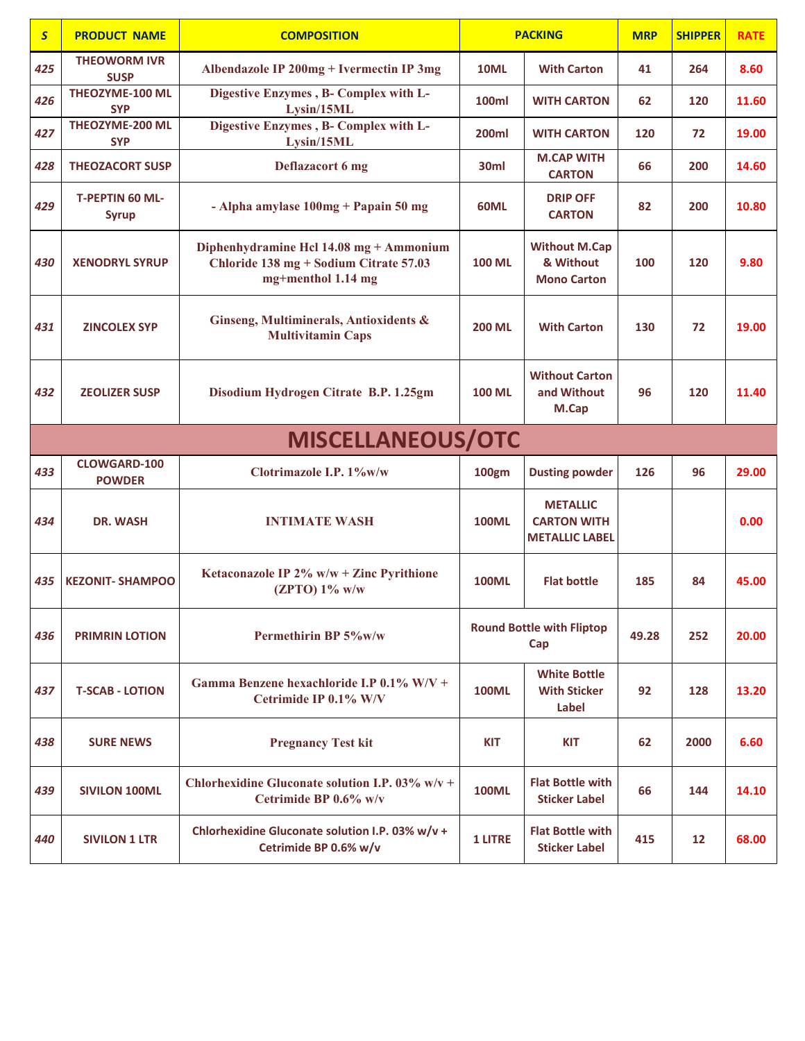| S | PRODUCT NAME | COMPOSITION | PACKING | | MRP | SHIPPER | RATE |
|---|---|---|---|---|---|---|---|
| 425 | THEOWORM IVR SUSP | Albendazole IP 200mg + Ivermectin IP 3mg | 10ML | With Carton | 41 | 264 | 8.60 |
| 426 | THEOZYME-100 ML SYP | Digestive Enzymes , B- Complex with L-Lysin/15ML | 100ml | WITH CARTON | 62 | 120 | 11.60 |
| 427 | THEOZYME-200 ML SYP | Digestive Enzymes , B- Complex with L-Lysin/15ML | 200ml | WITH CARTON | 120 | 72 | 19.00 |
| 428 | THEOZACORT SUSP | Deflazacort 6 mg | 30ml | M.CAP WITH CARTON | 66 | 200 | 14.60 |
| 429 | T-PEPTIN 60 ML-Syrup | - Alpha amylase 100mg + Papain 50 mg | 60ML | DRIP OFF CARTON | 82 | 200 | 10.80 |
| 430 | XENODRYL SYRUP | Diphenhydramine Hcl 14.08 mg + Ammonium Chloride 138 mg + Sodium Citrate 57.03 mg+menthol 1.14 mg | 100 ML | Without M.Cap & Without Mono Carton | 100 | 120 | 9.80 |
| 431 | ZINCOLEX SYP | Ginseng, Multiminerals, Antioxidents & Multivitamin Caps | 200 ML | With Carton | 130 | 72 | 19.00 |
| 432 | ZEOLIZER SUSP | Disodium Hydrogen Citrate B.P. 1.25gm | 100 ML | Without Carton and Without M.Cap | 96 | 120 | 11.40 |
| **MISCELLANEOUS/OTC** | | | | | | | |
| 433 | CLOWGARD-100 POWDER | Clotrimazole I.P. 1%w/w | 100gm | Dusting powder | 126 | 96 | 29.00 |
| 434 | DR. WASH | INTIMATE WASH | 100ML | METALLIC CARTON WITH METALLIC LABEL | | | 0.00 |
| 435 | KEZONIT- SHAMPOO | Ketaconazole IP 2% w/w + Zinc Pyrithione (ZPTO) 1% w/w | 100ML | Flat bottle | 185 | 84 | 45.00 |
| 436 | PRIMRIN LOTION | Permethirin BP 5%w/w | Round Bottle with Fliptop Cap | | 49.28 | 252 | 20.00 |
| 437 | T-SCAB - LOTION | Gamma Benzene hexachloride I.P 0.1% W/V + Cetrimide IP 0.1% W/V | 100ML | White Bottle With Sticker Label | 92 | 128 | 13.20 |
| 438 | SURE NEWS | Pregnancy Test kit | KIT | KIT | 62 | 2000 | 6.60 |
| 439 | SIVILON 100ML | Chlorhexidine Gluconate solution I.P. 03% w/v + Cetrimide BP 0.6% w/v | 100ML | Flat Bottle with Sticker Label | 66 | 144 | 14.10 |
| 440 | SIVILON 1 LTR | Chlorhexidine Gluconate solution I.P. 03% w/v + Cetrimide BP 0.6% w/v | 1 LITRE | Flat Bottle with Sticker Label | 415 | 12 | 68.00 |